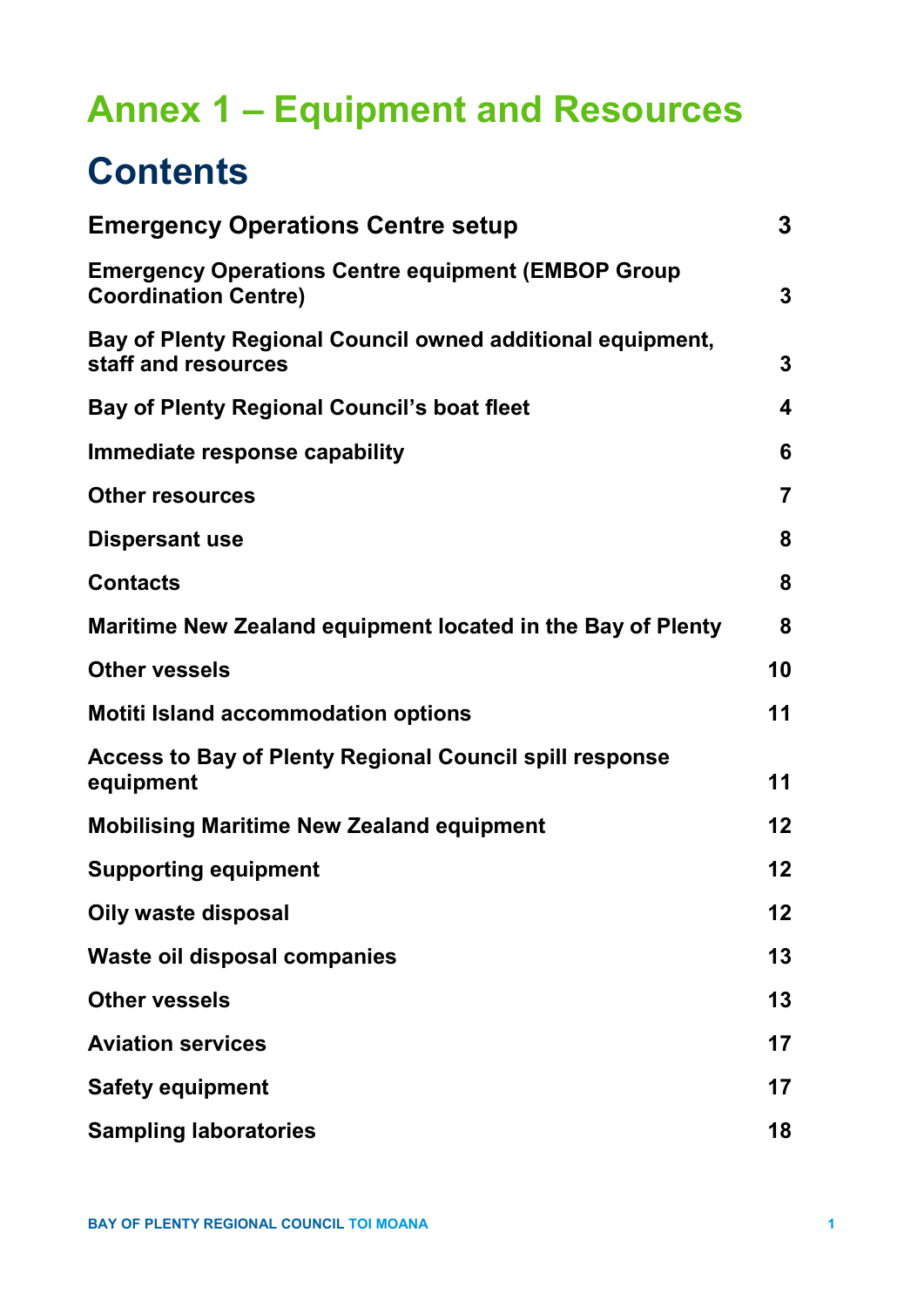# Annex 1 – Equipment and Resources

## Contents

| | |
|---|---|
| **Emergency Operations Centre setup** | **3** |
| **Emergency Operations Centre equipment (EMBOP Group Coordination Centre)** | **3** |
| **Bay of Plenty Regional Council owned additional equipment, staff and resources** | **3** |
| **Bay of Plenty Regional Council's boat fleet** | **4** |
| **Immediate response capability** | **6** |
| **Other resources** | **7** |
| **Dispersant use** | **8** |
| **Contacts** | **8** |
| **Maritime New Zealand equipment located in the Bay of Plenty** | **8** |
| **Other vessels** | **10** |
| **Motiti Island accommodation options** | **11** |
| **Access to Bay of Plenty Regional Council spill response equipment** | **11** |
| **Mobilising Maritime New Zealand equipment** | **12** |
| **Supporting equipment** | **12** |
| **Oily waste disposal** | **12** |
| **Waste oil disposal companies** | **13** |
| **Other vessels** | **13** |
| **Aviation services** | **17** |
| **Safety equipment** | **17** |
| **Sampling laboratories** | **18** |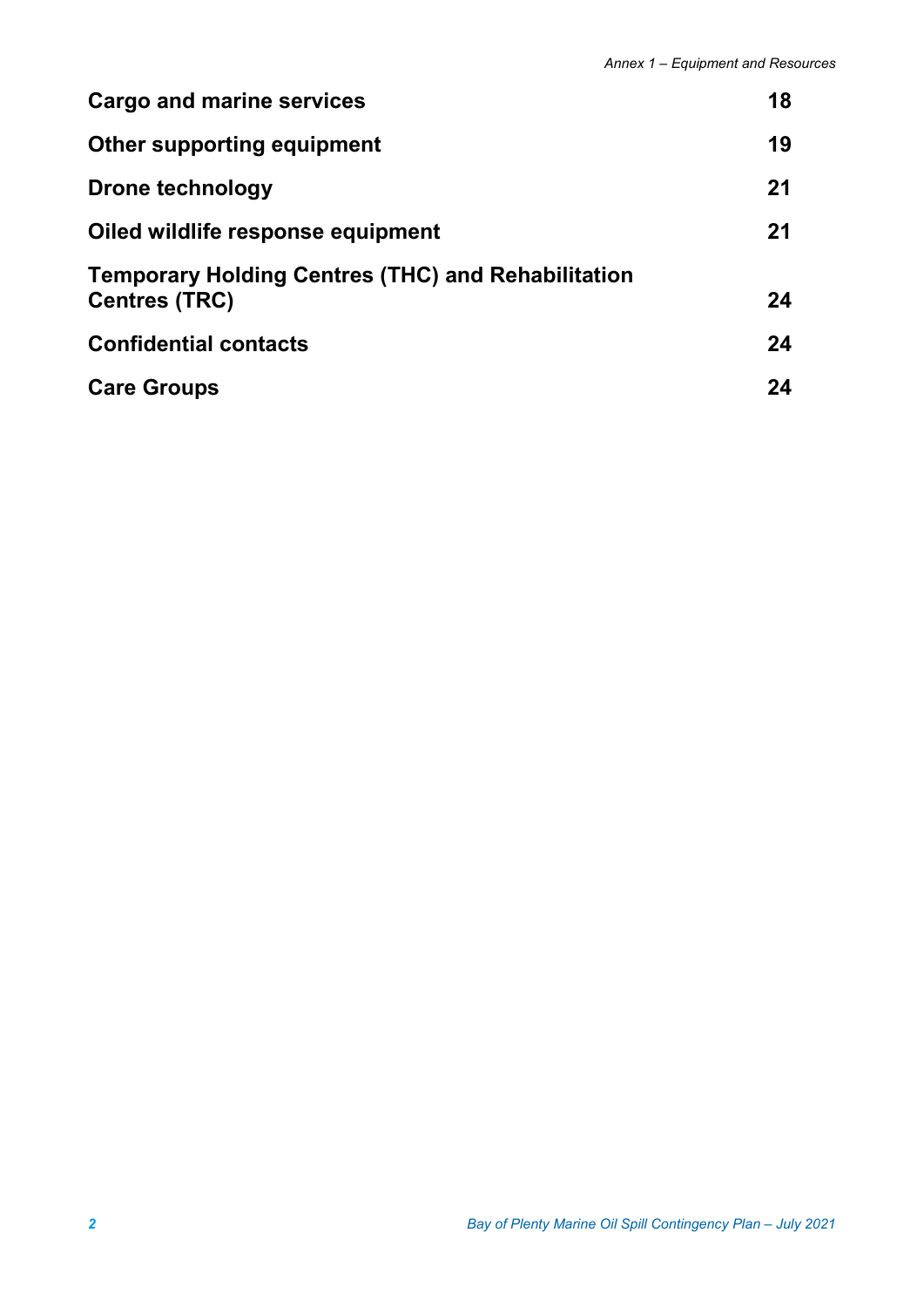| | |
|---|---|
| **Cargo and marine services** | **18** |
| **Other supporting equipment** | **19** |
| **Drone technology** | **21** |
| **Oiled wildlife response equipment** | **21** |
| **Temporary Holding Centres (THC) and Rehabilitation Centres (TRC)** | **24** |
| **Confidential contacts** | **24** |
| **Care Groups** | **24** |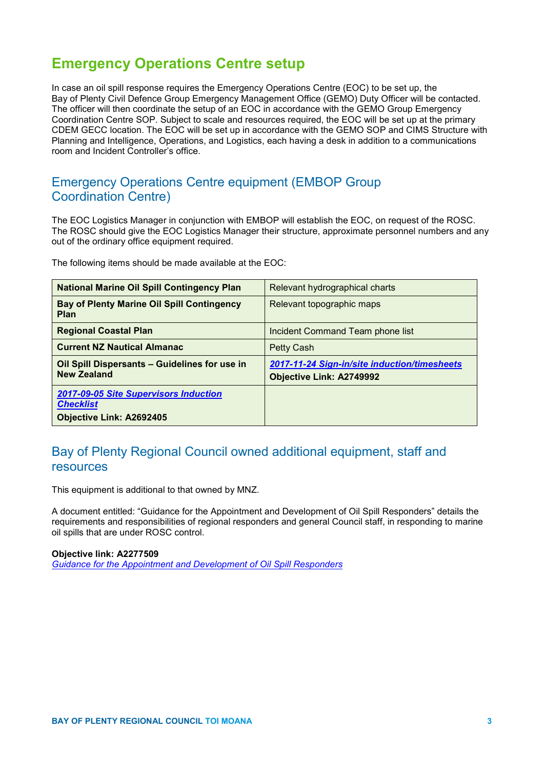# Emergency Operations Centre setup

In case an oil spill response requires the Emergency Operations Centre (EOC) to be set up, the Bay of Plenty Civil Defence Group Emergency Management Office (GEMO) Duty Officer will be contacted. The officer will then coordinate the setup of an EOC in accordance with the GEMO Group Emergency Coordination Centre SOP. Subject to scale and resources required, the EOC will be set up at the primary CDEM GECC location. The EOC will be set up in accordance with the GEMO SOP and CIMS Structure with Planning and Intelligence, Operations, and Logistics, each having a desk in addition to a communications room and Incident Controller's office.

## Emergency Operations Centre equipment (EMBOP Group Coordination Centre)

The EOC Logistics Manager in conjunction with EMBOP will establish the EOC, on request of the ROSC. The ROSC should give the EOC Logistics Manager their structure, approximate personnel numbers and any out of the ordinary office equipment required.

The following items should be made available at the EOC:

| | |
|---|---|
| **National Marine Oil Spill Contingency Plan** | Relevant hydrographical charts |
| **Bay of Plenty Marine Oil Spill Contingency Plan** | Relevant topographic maps |
| **Regional Coastal Plan** | Incident Command Team phone list |
| **Current NZ Nautical Almanac** | Petty Cash |
| **Oil Spill Dispersants – Guidelines for use in New Zealand** | ***2017-11-24 Sign-in/site induction/timesheets*** **Objective Link: A2749992** |
| ***2017-09-05 Site Supervisors Induction Checklist*** **Objective Link: A2692405** | |

## Bay of Plenty Regional Council owned additional equipment, staff and resources

This equipment is additional to that owned by MNZ.

A document entitled: "Guidance for the Appointment and Development of Oil Spill Responders" details the requirements and responsibilities of regional responders and general Council staff, in responding to marine oil spills that are under ROSC control.

**Objective link: A2277509**
*Guidance for the Appointment and Development of Oil Spill Responders*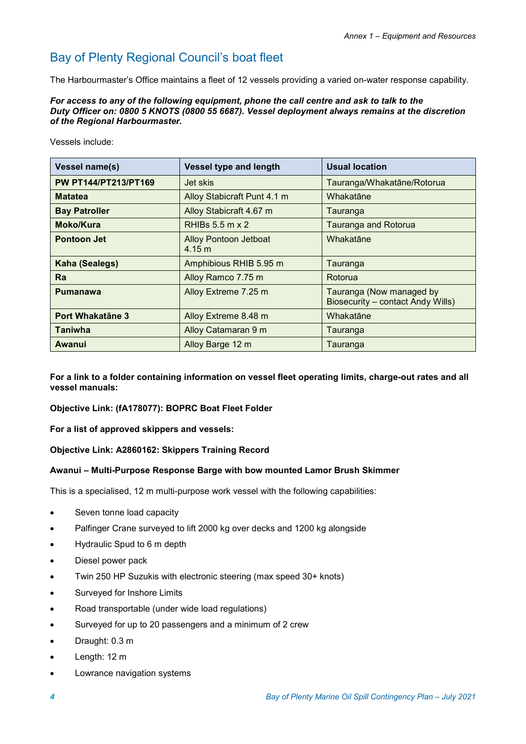## Bay of Plenty Regional Council's boat fleet

The Harbourmaster's Office maintains a fleet of 12 vessels providing a varied on-water response capability.

***For access to any of the following equipment, phone the call centre and ask to talk to the Duty Officer on: 0800 5 KNOTS (0800 55 6687). Vessel deployment always remains at the discretion of the Regional Harbourmaster.***

Vessels include:

| Vessel name(s) | Vessel type and length | Usual location |
|---|---|---|
| **PW PT144/PT213/PT169** | Jet skis | Tauranga/Whakatāne/Rotorua |
| **Matatea** | Alloy Stabicraft Punt 4.1 m | Whakatāne |
| **Bay Patroller** | Alloy Stabicraft 4.67 m | Tauranga |
| **Moko/Kura** | RHIBs 5.5 m x 2 | Tauranga and Rotorua |
| **Pontoon Jet** | Alloy Pontoon Jetboat 4.15 m | Whakatāne |
| **Kaha (Sealegs)** | Amphibious RHIB 5.95 m | Tauranga |
| **Ra** | Alloy Ramco 7.75 m | Rotorua |
| **Pumanawa** | Alloy Extreme 7.25 m | Tauranga (Now managed by Biosecurity – contact Andy Wills) |
| **Port Whakatāne 3** | Alloy Extreme 8.48 m | Whakatāne |
| **Taniwha** | Alloy Catamaran 9 m | Tauranga |
| **Awanui** | Alloy Barge 12 m | Tauranga |

**For a link to a folder containing information on vessel fleet operating limits, charge-out rates and all vessel manuals:**

**Objective Link: (fA178077): BOPRC Boat Fleet Folder**

**For a list of approved skippers and vessels:**

**Objective Link: A2860162: Skippers Training Record**

**Awanui – Multi-Purpose Response Barge with bow mounted Lamor Brush Skimmer**

This is a specialised, 12 m multi-purpose work vessel with the following capabilities:

- Seven tonne load capacity
- Palfinger Crane surveyed to lift 2000 kg over decks and 1200 kg alongside
- Hydraulic Spud to 6 m depth
- Diesel power pack
- Twin 250 HP Suzukis with electronic steering (max speed 30+ knots)
- Surveyed for Inshore Limits
- Road transportable (under wide load regulations)
- Surveyed for up to 20 passengers and a minimum of 2 crew
- Draught: 0.3 m
- Length: 12 m
- Lowrance navigation systems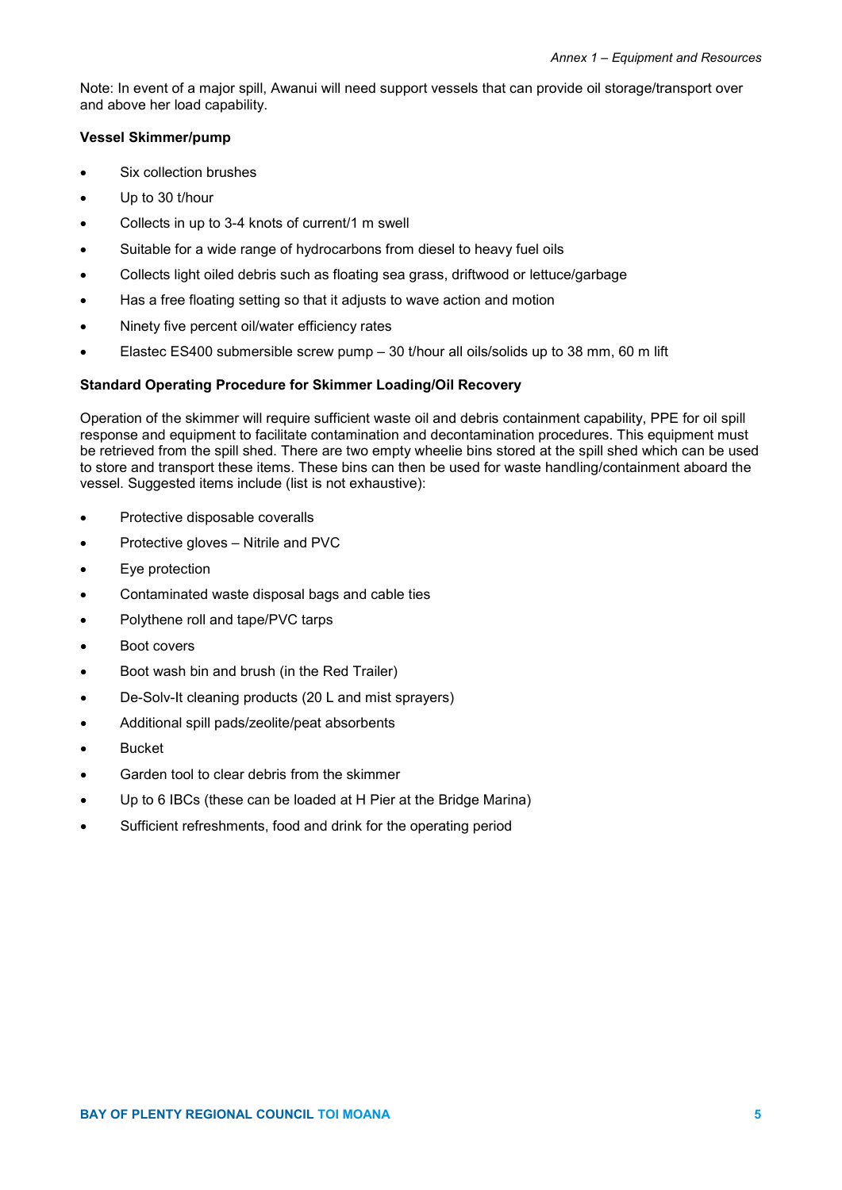Note: In event of a major spill, Awanui will need support vessels that can provide oil storage/transport over and above her load capability.

**Vessel Skimmer/pump**

- Six collection brushes
- Up to 30 t/hour
- Collects in up to 3-4 knots of current/1 m swell
- Suitable for a wide range of hydrocarbons from diesel to heavy fuel oils
- Collects light oiled debris such as floating sea grass, driftwood or lettuce/garbage
- Has a free floating setting so that it adjusts to wave action and motion
- Ninety five percent oil/water efficiency rates
- Elastec ES400 submersible screw pump – 30 t/hour all oils/solids up to 38 mm, 60 m lift

**Standard Operating Procedure for Skimmer Loading/Oil Recovery**

Operation of the skimmer will require sufficient waste oil and debris containment capability, PPE for oil spill response and equipment to facilitate contamination and decontamination procedures. This equipment must be retrieved from the spill shed. There are two empty wheelie bins stored at the spill shed which can be used to store and transport these items. These bins can then be used for waste handling/containment aboard the vessel. Suggested items include (list is not exhaustive):

- Protective disposable coveralls
- Protective gloves – Nitrile and PVC
- Eye protection
- Contaminated waste disposal bags and cable ties
- Polythene roll and tape/PVC tarps
- Boot covers
- Boot wash bin and brush (in the Red Trailer)
- De-Solv-It cleaning products (20 L and mist sprayers)
- Additional spill pads/zeolite/peat absorbents
- Bucket
- Garden tool to clear debris from the skimmer
- Up to 6 IBCs (these can be loaded at H Pier at the Bridge Marina)
- Sufficient refreshments, food and drink for the operating period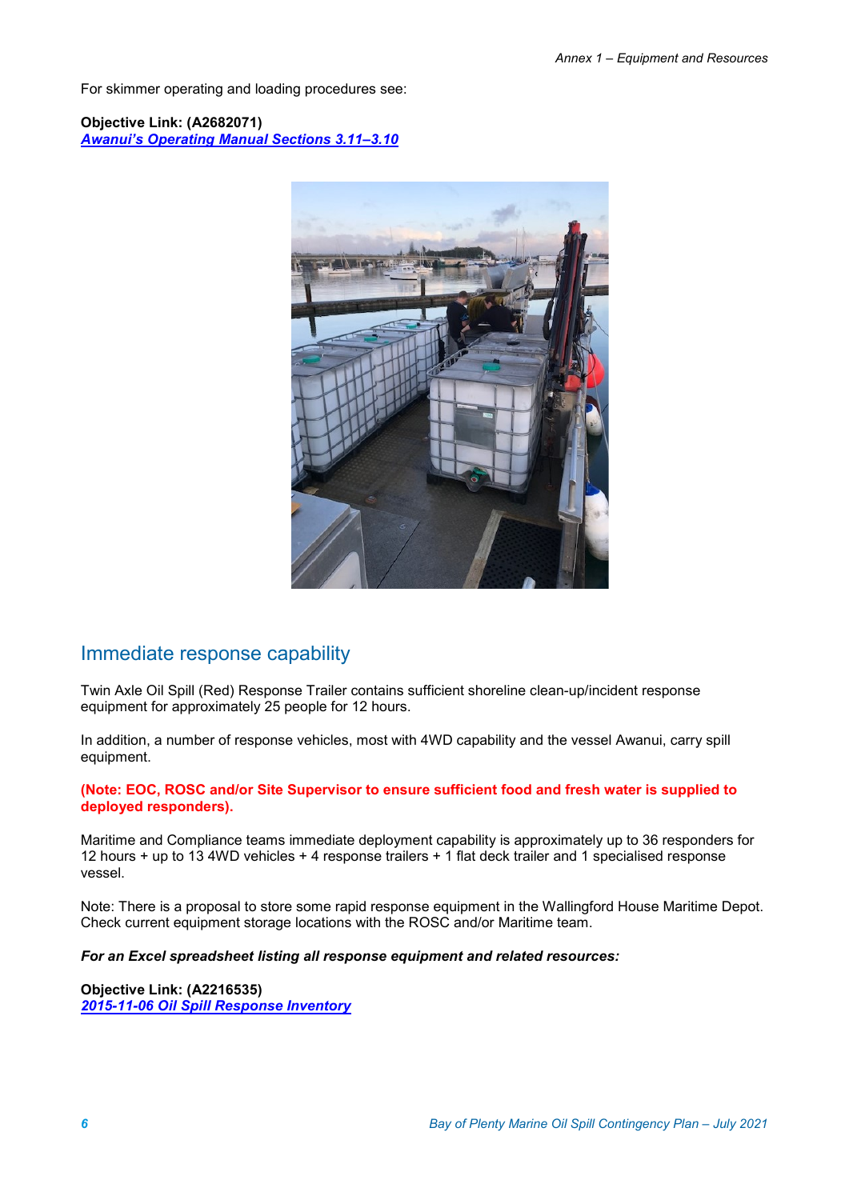For skimmer operating and loading procedures see:

**Objective Link: (A2682071)**
***Awanui's Operating Manual Sections 3.11–3.10***

## Immediate response capability

Twin Axle Oil Spill (Red) Response Trailer contains sufficient shoreline clean-up/incident response equipment for approximately 25 people for 12 hours.

In addition, a number of response vehicles, most with 4WD capability and the vessel Awanui, carry spill equipment.

**(Note: EOC, ROSC and/or Site Supervisor to ensure sufficient food and fresh water is supplied to deployed responders).**

Maritime and Compliance teams immediate deployment capability is approximately up to 36 responders for 12 hours + up to 13 4WD vehicles + 4 response trailers + 1 flat deck trailer and 1 specialised response vessel.

Note: There is a proposal to store some rapid response equipment in the Wallingford House Maritime Depot. Check current equipment storage locations with the ROSC and/or Maritime team.

***For an Excel spreadsheet listing all response equipment and related resources:***

**Objective Link: (A2216535)**
***2015-11-06 Oil Spill Response Inventory***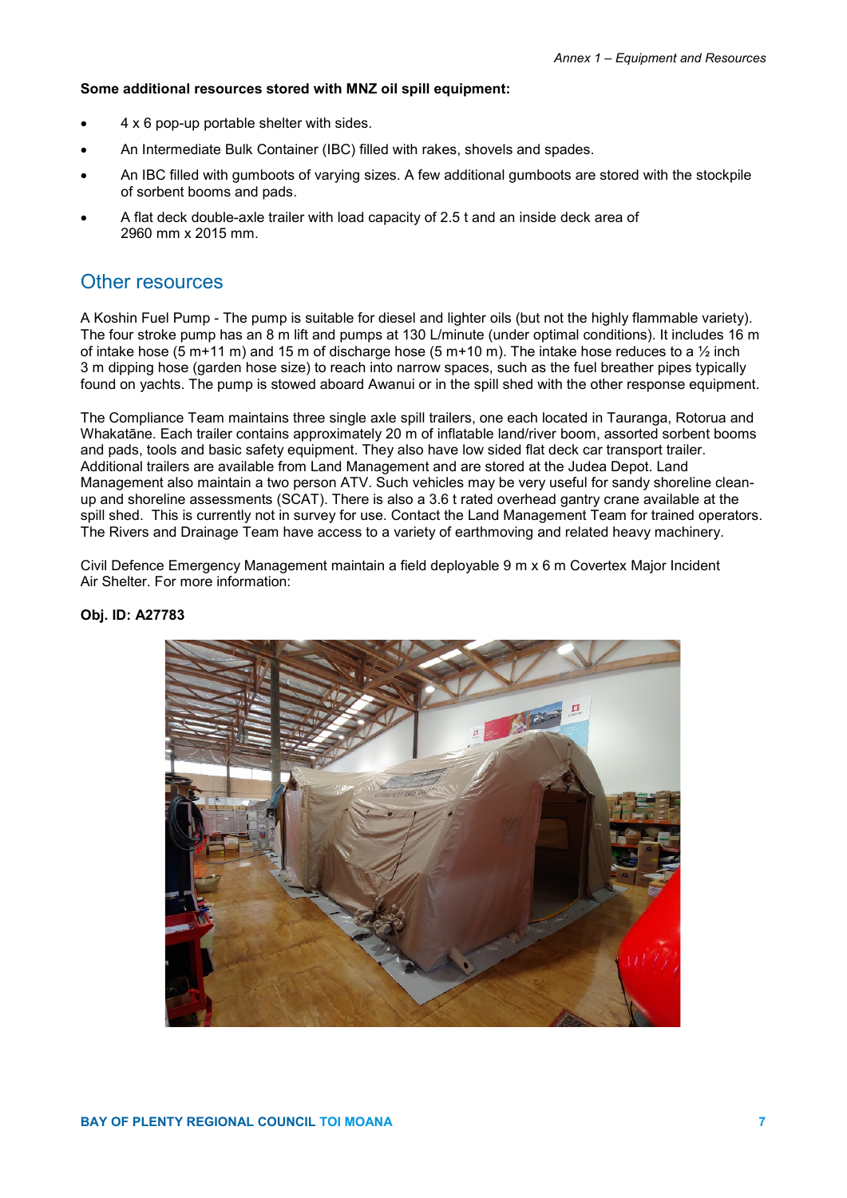**Some additional resources stored with MNZ oil spill equipment:**

- 4 x 6 pop-up portable shelter with sides.
- An Intermediate Bulk Container (IBC) filled with rakes, shovels and spades.
- An IBC filled with gumboots of varying sizes. A few additional gumboots are stored with the stockpile of sorbent booms and pads.
- A flat deck double-axle trailer with load capacity of 2.5 t and an inside deck area of 2960 mm x 2015 mm.

## Other resources

A Koshin Fuel Pump - The pump is suitable for diesel and lighter oils (but not the highly flammable variety). The four stroke pump has an 8 m lift and pumps at 130 L/minute (under optimal conditions). It includes 16 m of intake hose (5 m+11 m) and 15 m of discharge hose (5 m+10 m). The intake hose reduces to a ½ inch 3 m dipping hose (garden hose size) to reach into narrow spaces, such as the fuel breather pipes typically found on yachts. The pump is stowed aboard Awanui or in the spill shed with the other response equipment.

The Compliance Team maintains three single axle spill trailers, one each located in Tauranga, Rotorua and Whakatāne. Each trailer contains approximately 20 m of inflatable land/river boom, assorted sorbent booms and pads, tools and basic safety equipment. They also have low sided flat deck car transport trailer. Additional trailers are available from Land Management and are stored at the Judea Depot. Land Management also maintain a two person ATV. Such vehicles may be very useful for sandy shoreline clean-up and shoreline assessments (SCAT). There is also a 3.6 t rated overhead gantry crane available at the spill shed. This is currently not in survey for use. Contact the Land Management Team for trained operators. The Rivers and Drainage Team have access to a variety of earthmoving and related heavy machinery.

Civil Defence Emergency Management maintain a field deployable 9 m x 6 m Covertex Major Incident Air Shelter. For more information:

**Obj. ID: A27783**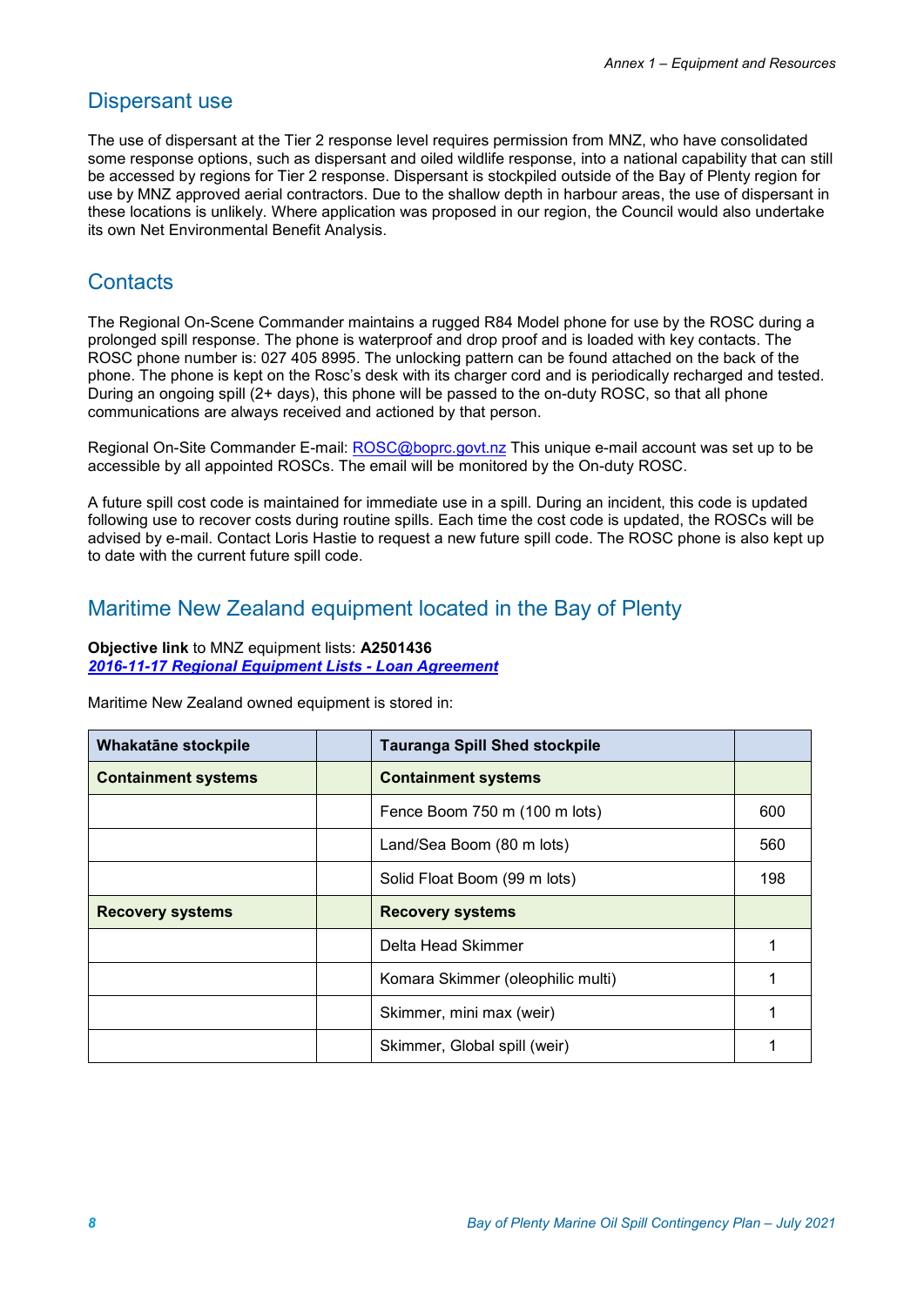## Dispersant use

The use of dispersant at the Tier 2 response level requires permission from MNZ, who have consolidated some response options, such as dispersant and oiled wildlife response, into a national capability that can still be accessed by regions for Tier 2 response. Dispersant is stockpiled outside of the Bay of Plenty region for use by MNZ approved aerial contractors. Due to the shallow depth in harbour areas, the use of dispersant in these locations is unlikely. Where application was proposed in our region, the Council would also undertake its own Net Environmental Benefit Analysis.

## Contacts

The Regional On-Scene Commander maintains a rugged R84 Model phone for use by the ROSC during a prolonged spill response. The phone is waterproof and drop proof and is loaded with key contacts. The ROSC phone number is: 027 405 8995. The unlocking pattern can be found attached on the back of the phone. The phone is kept on the Rosc's desk with its charger cord and is periodically recharged and tested. During an ongoing spill (2+ days), this phone will be passed to the on-duty ROSC, so that all phone communications are always received and actioned by that person.

Regional On-Site Commander E-mail: ROSC@boprc.govt.nz This unique e-mail account was set up to be accessible by all appointed ROSCs. The email will be monitored by the On-duty ROSC.

A future spill cost code is maintained for immediate use in a spill. During an incident, this code is updated following use to recover costs during routine spills. Each time the cost code is updated, the ROSCs will be advised by e-mail. Contact Loris Hastie to request a new future spill code. The ROSC phone is also kept up to date with the current future spill code.

## Maritime New Zealand equipment located in the Bay of Plenty

**Objective link** to MNZ equipment lists: **A2501436**
***2016-11-17 Regional Equipment Lists - Loan Agreement***

Maritime New Zealand owned equipment is stored in:

| **Whakatāne stockpile** | | **Tauranga Spill Shed stockpile** | |
|---|---|---|---|
| **Containment systems** | | **Containment systems** | |
| | | Fence Boom 750 m (100 m lots) | 600 |
| | | Land/Sea Boom (80 m lots) | 560 |
| | | Solid Float Boom (99 m lots) | 198 |
| **Recovery systems** | | **Recovery systems** | |
| | | Delta Head Skimmer | 1 |
| | | Komara Skimmer (oleophilic multi) | 1 |
| | | Skimmer, mini max (weir) | 1 |
| | | Skimmer, Global spill (weir) | 1 |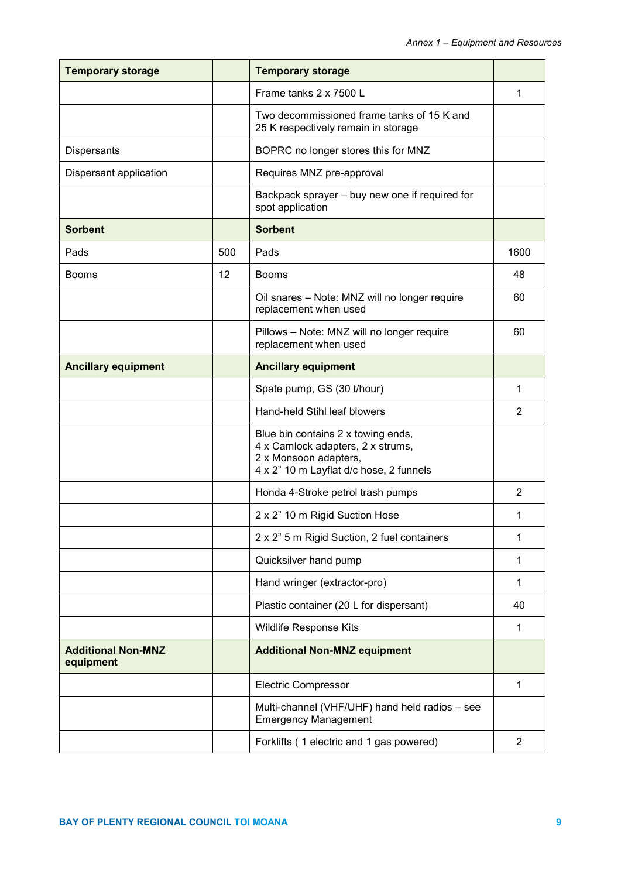| Temporary storage | | Temporary storage | |
|---|---|---|---|
| | | Frame tanks 2 x 7500 L | 1 |
| | | Two decommissioned frame tanks of 15 K and 25 K respectively remain in storage | |
| Dispersants | | BOPRC no longer stores this for MNZ | |
| Dispersant application | | Requires MNZ pre-approval | |
| | | Backpack sprayer – buy new one if required for spot application | |
| **Sorbent** | | **Sorbent** | |
| Pads | 500 | Pads | 1600 |
| Booms | 12 | Booms | 48 |
| | | Oil snares – Note: MNZ will no longer require replacement when used | 60 |
| | | Pillows – Note: MNZ will no longer require replacement when used | 60 |
| **Ancillary equipment** | | **Ancillary equipment** | |
| | | Spate pump, GS (30 t/hour) | 1 |
| | | Hand-held Stihl leaf blowers | 2 |
| | | Blue bin contains 2 x towing ends, 4 x Camlock adapters, 2 x strums, 2 x Monsoon adapters, 4 x 2" 10 m Layflat d/c hose, 2 funnels | |
| | | Honda 4-Stroke petrol trash pumps | 2 |
| | | 2 x 2" 10 m Rigid Suction Hose | 1 |
| | | 2 x 2" 5 m Rigid Suction, 2 fuel containers | 1 |
| | | Quicksilver hand pump | 1 |
| | | Hand wringer (extractor-pro) | 1 |
| | | Plastic container (20 L for dispersant) | 40 |
| | | Wildlife Response Kits | 1 |
| **Additional Non-MNZ equipment** | | **Additional Non-MNZ equipment** | |
| | | Electric Compressor | 1 |
| | | Multi-channel (VHF/UHF) hand held radios – see Emergency Management | |
| | | Forklifts ( 1 electric and 1 gas powered) | 2 |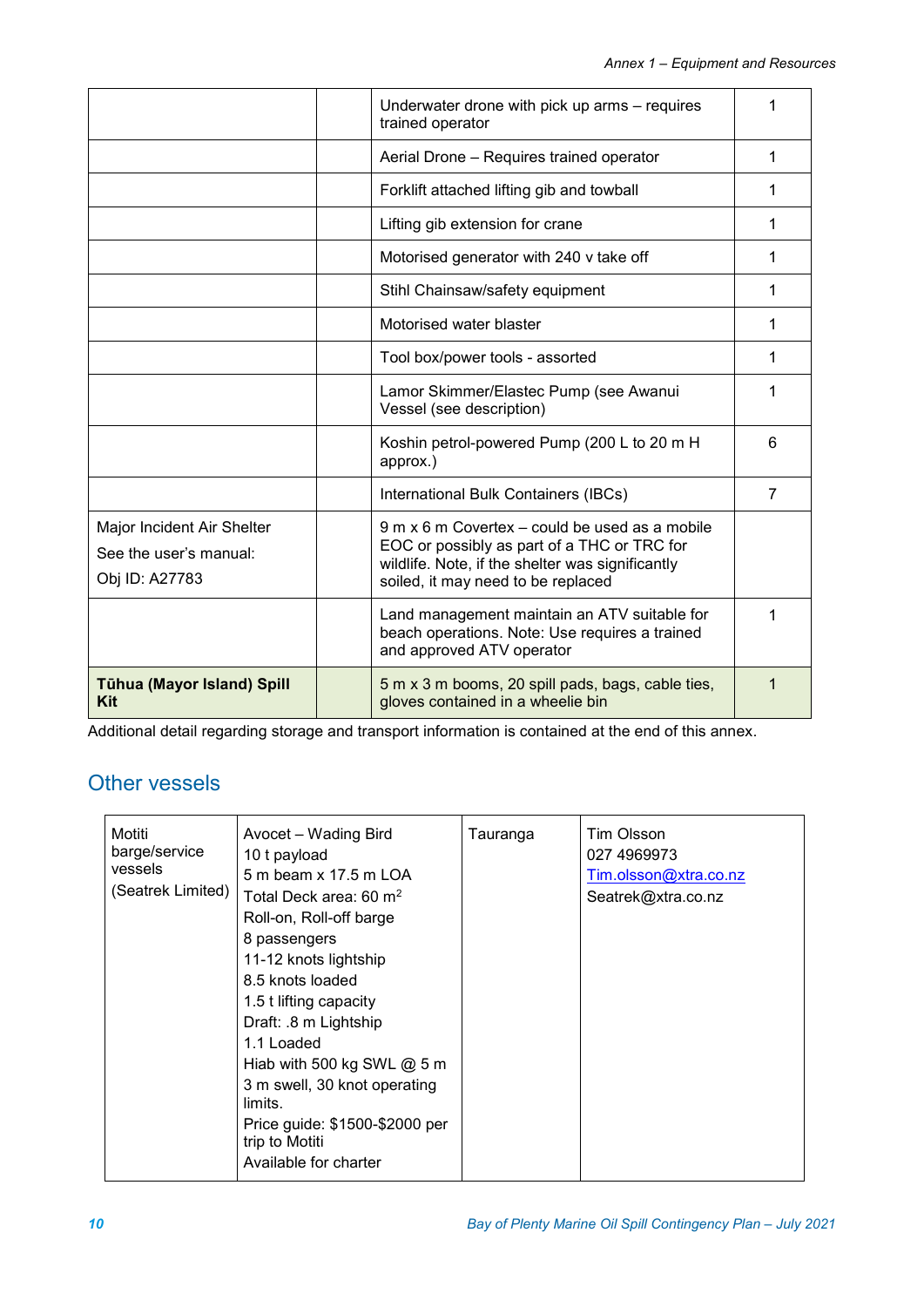| | | | |
|---|---|---|---|
| | | Underwater drone with pick up arms – requires trained operator | 1 |
| | | Aerial Drone – Requires trained operator | 1 |
| | | Forklift attached lifting gib and towball | 1 |
| | | Lifting gib extension for crane | 1 |
| | | Motorised generator with 240 v take off | 1 |
| | | Stihl Chainsaw/safety equipment | 1 |
| | | Motorised water blaster | 1 |
| | | Tool box/power tools - assorted | 1 |
| | | Lamor Skimmer/Elastec Pump (see Awanui Vessel (see description) | 1 |
| | | Koshin petrol-powered Pump (200 L to 20 m H approx.) | 6 |
| | | International Bulk Containers (IBCs) | 7 |
| Major Incident Air Shelter<br>See the user's manual:<br>Obj ID: A27783 | | 9 m x 6 m Covertex – could be used as a mobile EOC or possibly as part of a THC or TRC for wildlife. Note, if the shelter was significantly soiled, it may need to be replaced | |
| | | Land management maintain an ATV suitable for beach operations. Note: Use requires a trained and approved ATV operator | 1 |
| **Tūhua (Mayor Island) Spill Kit** | | 5 m x 3 m booms, 20 spill pads, bags, cable ties, gloves contained in a wheelie bin | 1 |

Additional detail regarding storage and transport information is contained at the end of this annex.

## Other vessels

| | | | |
|---|---|---|---|
| Motiti barge/service vessels<br>(Seatrek Limited) | Avocet – Wading Bird<br>10 t payload<br>5 m beam x 17.5 m LOA<br>Total Deck area: 60 m$^2$<br>Roll-on, Roll-off barge<br>8 passengers<br>11-12 knots lightship<br>8.5 knots loaded<br>1.5 t lifting capacity<br>Draft: .8 m Lightship<br>1.1 Loaded<br>Hiab with 500 kg SWL @ 5 m<br>3 m swell, 30 knot operating limits.<br>Price guide: $1500-$2000 per trip to Motiti<br>Available for charter | Tauranga | Tim Olsson<br>027 4969973<br>Tim.olsson@xtra.co.nz<br>Seatrek@xtra.co.nz |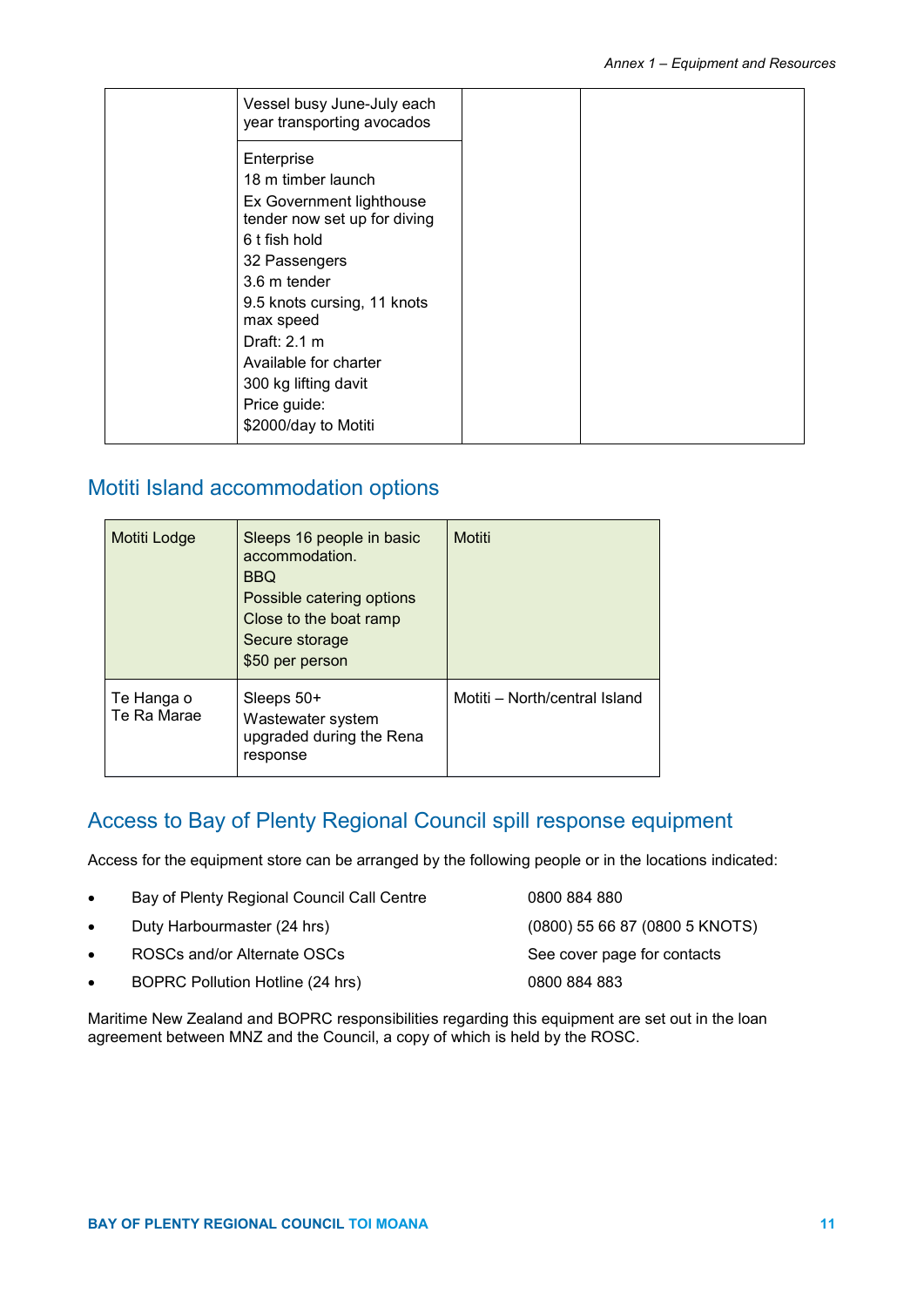| | | | |
|---|---|---|---|
| | Vessel busy June-July each year transporting avocados | | |
| | Enterprise<br>18 m timber launch<br>Ex Government lighthouse tender now set up for diving<br>6 t fish hold<br>32 Passengers<br>3.6 m tender<br>9.5 knots cursing, 11 knots max speed<br>Draft: 2.1 m<br>Available for charter<br>300 kg lifting davit<br>Price guide:<br>$2000/day to Motiti | | |

## Motiti Island accommodation options

| | | |
|---|---|---|
| Motiti Lodge | Sleeps 16 people in basic accommodation.<br>BBQ<br>Possible catering options<br>Close to the boat ramp<br>Secure storage<br>$50 per person | Motiti |
| Te Hanga o Te Ra Marae | Sleeps 50+<br>Wastewater system upgraded during the Rena response | Motiti – North/central Island |

## Access to Bay of Plenty Regional Council spill response equipment

Access for the equipment store can be arranged by the following people or in the locations indicated:

- Bay of Plenty Regional Council Call Centre — 0800 884 880
- Duty Harbourmaster (24 hrs) — (0800) 55 66 87 (0800 5 KNOTS)
- ROSCs and/or Alternate OSCs — See cover page for contacts
- BOPRC Pollution Hotline (24 hrs) — 0800 884 883

Maritime New Zealand and BOPRC responsibilities regarding this equipment are set out in the loan agreement between MNZ and the Council, a copy of which is held by the ROSC.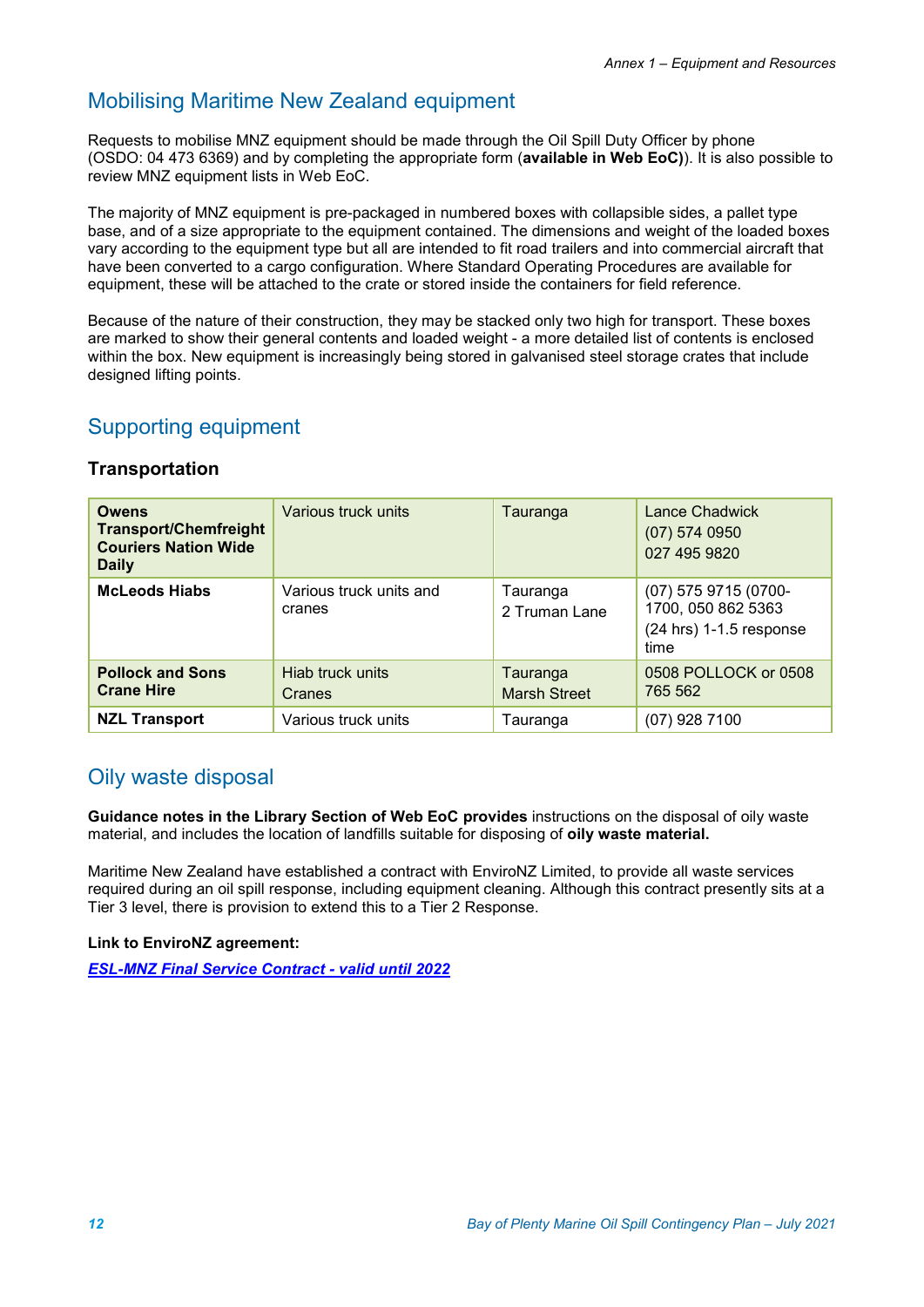## Mobilising Maritime New Zealand equipment

Requests to mobilise MNZ equipment should be made through the Oil Spill Duty Officer by phone (OSDO: 04 473 6369) and by completing the appropriate form (**available in Web EoC)**). It is also possible to review MNZ equipment lists in Web EoC.

The majority of MNZ equipment is pre-packaged in numbered boxes with collapsible sides, a pallet type base, and of a size appropriate to the equipment contained. The dimensions and weight of the loaded boxes vary according to the equipment type but all are intended to fit road trailers and into commercial aircraft that have been converted to a cargo configuration. Where Standard Operating Procedures are available for equipment, these will be attached to the crate or stored inside the containers for field reference.

Because of the nature of their construction, they may be stacked only two high for transport. These boxes are marked to show their general contents and loaded weight - a more detailed list of contents is enclosed within the box. New equipment is increasingly being stored in galvanised steel storage crates that include designed lifting points.

## Supporting equipment

### Transportation

| | | | |
|---|---|---|---|
| **Owens Transport/Chemfreight Couriers Nation Wide Daily** | Various truck units | Tauranga | Lance Chadwick<br>(07) 574 0950<br>027 495 9820 |
| **McLeods Hiabs** | Various truck units and cranes | Tauranga<br>2 Truman Lane | (07) 575 9715 (0700-1700, 050 862 5363<br>(24 hrs) 1-1.5 response time |
| **Pollock and Sons Crane Hire** | Hiab truck units<br>Cranes | Tauranga<br>Marsh Street | 0508 POLLOCK or 0508 765 562 |
| **NZL Transport** | Various truck units | Tauranga | (07) 928 7100 |

## Oily waste disposal

**Guidance notes in the Library Section of Web EoC provides** instructions on the disposal of oily waste material, and includes the location of landfills suitable for disposing of **oily waste material.**

Maritime New Zealand have established a contract with EnviroNZ Limited, to provide all waste services required during an oil spill response, including equipment cleaning. Although this contract presently sits at a Tier 3 level, there is provision to extend this to a Tier 2 Response.

**Link to EnviroNZ agreement:**

***ESL-MNZ Final Service Contract - valid until 2022***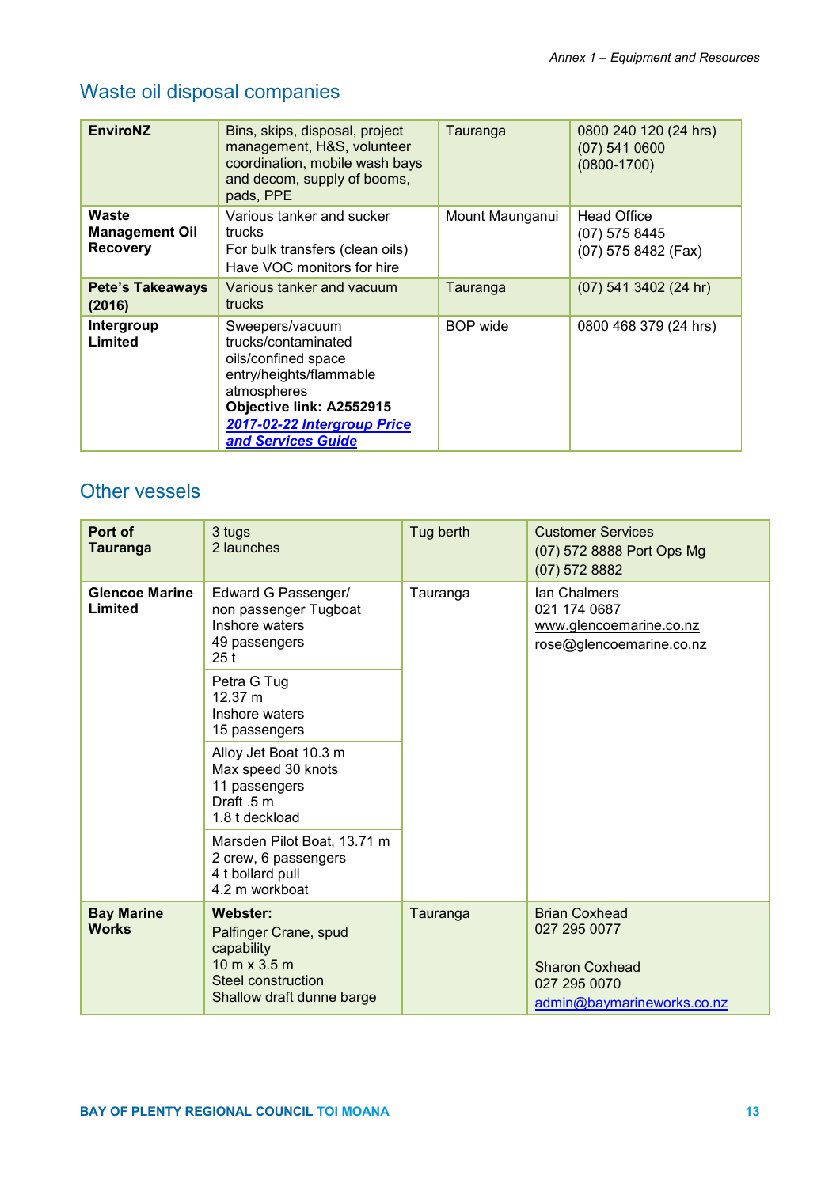## Waste oil disposal companies

| | | | |
|---|---|---|---|
| **EnviroNZ** | Bins, skips, disposal, project management, H&S, volunteer coordination, mobile wash bays and decom, supply of booms, pads, PPE | Tauranga | 0800 240 120 (24 hrs)<br>(07) 541 0600<br>(0800-1700) |
| **Waste Management Oil Recovery** | Various tanker and sucker trucks<br>For bulk transfers (clean oils)<br>Have VOC monitors for hire | Mount Maunganui | Head Office<br>(07) 575 8445<br>(07) 575 8482 (Fax) |
| **Pete's Takeaways (2016)** | Various tanker and vacuum trucks | Tauranga | (07) 541 3402 (24 hr) |
| **Intergroup Limited** | Sweepers/vacuum trucks/contaminated oils/confined space entry/heights/flammable atmospheres<br>**Objective link: A2552915**<br>***2017-02-22 Intergroup Price and Services Guide*** | BOP wide | 0800 468 379 (24 hrs) |

## Other vessels

| | | | |
|---|---|---|---|
| **Port of Tauranga** | 3 tugs<br>2 launches | Tug berth | Customer Services<br>(07) 572 8888 Port Ops Mg<br>(07) 572 8882 |
| **Glencoe Marine Limited** | Edward G Passenger/ non passenger Tugboat<br>Inshore waters<br>49 passengers<br>25 t | Tauranga | Ian Chalmers<br>021 174 0687<br>www.glencoemarine.co.nz<br>rose@glencoemarine.co.nz |
| | Petra G Tug<br>12.37 m<br>Inshore waters<br>15 passengers | | |
| | Alloy Jet Boat 10.3 m<br>Max speed 30 knots<br>11 passengers<br>Draft .5 m<br>1.8 t deckload | | |
| | Marsden Pilot Boat, 13.71 m<br>2 crew, 6 passengers<br>4 t bollard pull<br>4.2 m workboat | | |
| **Bay Marine Works** | **Webster:**<br>Palfinger Crane, spud capability<br>10 m x 3.5 m<br>Steel construction<br>Shallow draft dunne barge | Tauranga | Brian Coxhead<br>027 295 0077<br><br>Sharon Coxhead<br>027 295 0070<br>admin@baymarineworks.co.nz |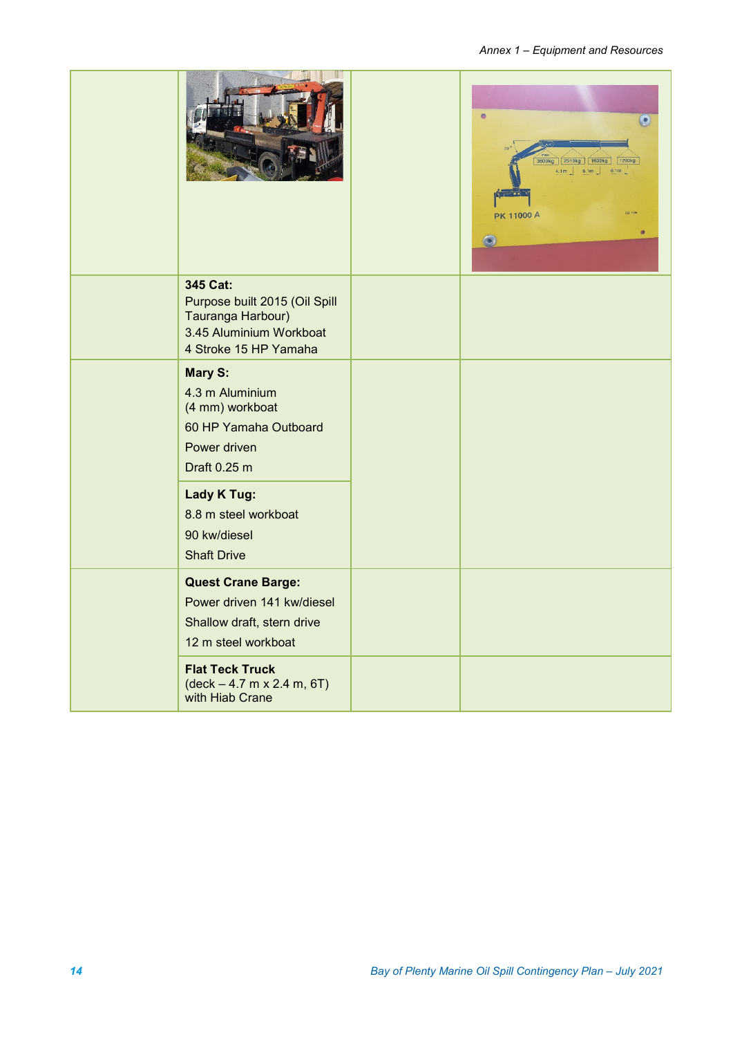| | | | |
|---|---|---|---|
| | | | |
| | **345 Cat:**<br>Purpose built 2015 (Oil Spill Tauranga Harbour)<br>3.45 Aluminium Workboat<br>4 Stroke 15 HP Yamaha | | |
| | **Mary S:**<br>4.3 m Aluminium (4 mm) workboat<br>60 HP Yamaha Outboard<br>Power driven<br>Draft 0.25 m | | |
| | **Lady K Tug:**<br>8.8 m steel workboat<br>90 kw/diesel<br>Shaft Drive | | |
| | **Quest Crane Barge:**<br>Power driven 141 kw/diesel<br>Shallow draft, stern drive<br>12 m steel workboat | | |
| | **Flat Teck Truck**<br>(deck – 4.7 m x 2.4 m, 6T) with Hiab Crane | | |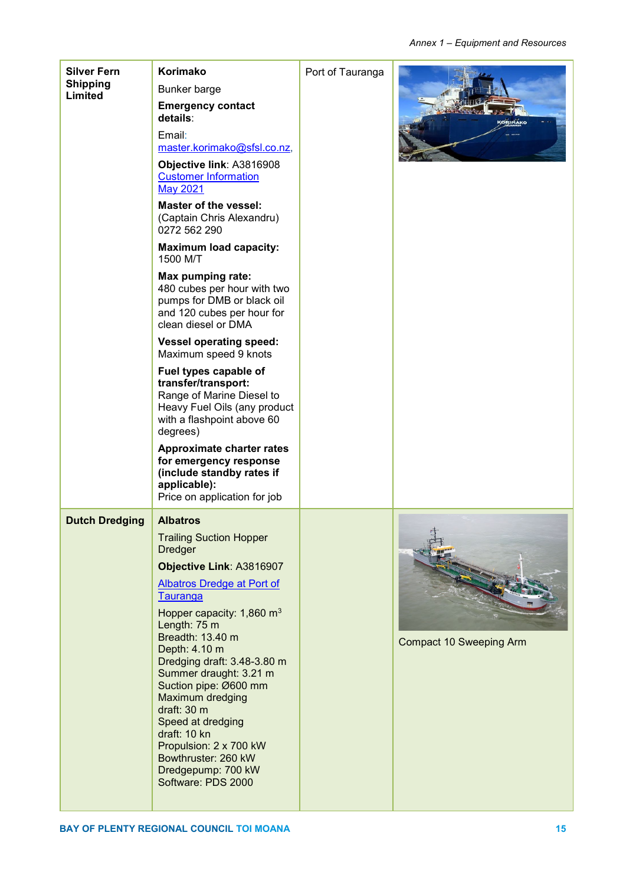| | | | |
|---|---|---|---|
| **Silver Fern Shipping Limited** | **Korimako**<br>Bunker barge<br>**Emergency contact details**:<br>Email: master.korimako@sfsl.co.nz,<br>**Objective link**: A3816908 Customer Information May 2021<br>**Master of the vessel:** (Captain Chris Alexandru) 0272 562 290<br>**Maximum load capacity:** 1500 M/T<br>**Max pumping rate:** 480 cubes per hour with two pumps for DMB or black oil and 120 cubes per hour for clean diesel or DMA<br>**Vessel operating speed:** Maximum speed 9 knots<br>**Fuel types capable of transfer/transport:** Range of Marine Diesel to Heavy Fuel Oils (any product with a flashpoint above 60 degrees)<br>**Approximate charter rates for emergency response (include standby rates if applicable):** Price on application for job | Port of Tauranga | |
| **Dutch Dredging** | **Albatros**<br>Trailing Suction Hopper Dredger<br>**Objective Link**: A3816907<br>Albatros Dredge at Port of Tauranga<br>Hopper capacity: 1,860 m$^3$<br>Length: 75 m<br>Breadth: 13.40 m<br>Depth: 4.10 m<br>Dredging draft: 3.48-3.80 m<br>Summer draught: 3.21 m<br>Suction pipe: Ø600 mm<br>Maximum dredging draft: 30 m<br>Speed at dredging draft: 10 kn<br>Propulsion: 2 x 700 kW<br>Bowthruster: 260 kW<br>Dredgepump: 700 kW<br>Software: PDS 2000 | | Compact 10 Sweeping Arm |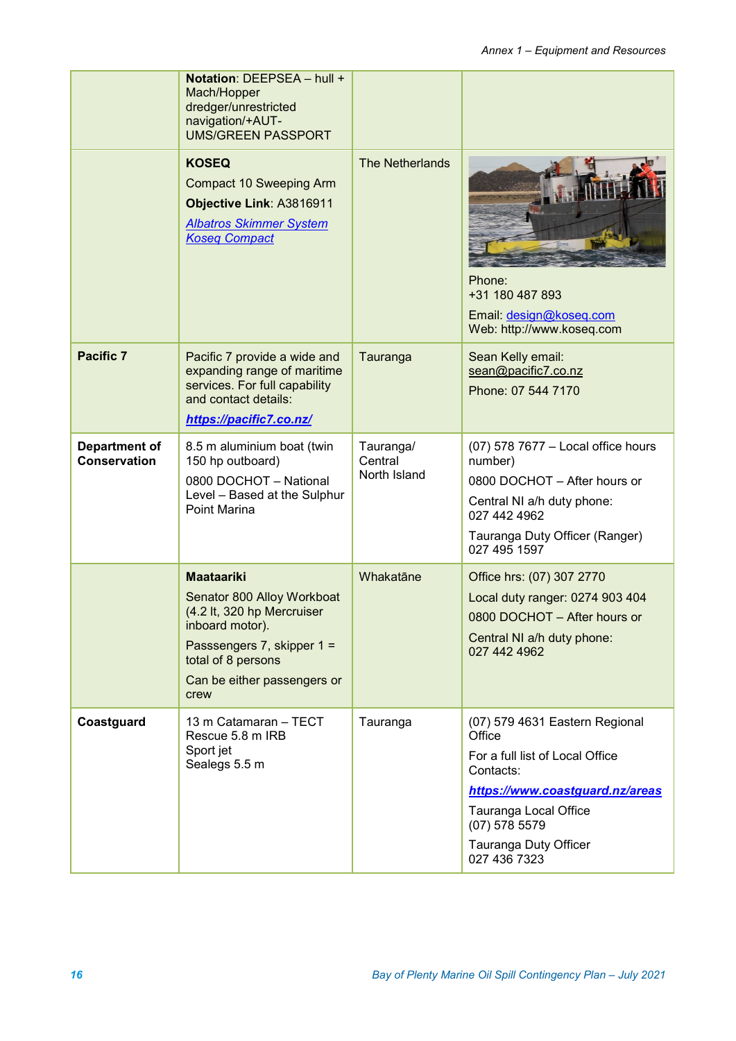| | | | |
|---|---|---|---|
| | **Notation**: DEEPSEA – hull + Mach/Hopper dredger/unrestricted navigation/+AUT-UMS/GREEN PASSPORT | | |
| | **KOSEQ**<br>Compact 10 Sweeping Arm<br>**Objective Link**: A3816911<br>Albatros Skimmer System<br>Koseq Compact | The Netherlands | Phone:<br>+31 180 487 893<br>Email: design@koseq.com<br>Web: http://www.koseq.com |
| **Pacific 7** | Pacific 7 provide a wide and expanding range of maritime services. For full capability and contact details:<br>***https://pacific7.co.nz/*** | Tauranga | Sean Kelly email: sean@pacific7.co.nz<br>Phone: 07 544 7170 |
| **Department of Conservation** | 8.5 m aluminium boat (twin 150 hp outboard)<br>0800 DOCHOT – National Level – Based at the Sulphur Point Marina | Tauranga/ Central North Island | (07) 578 7677 – Local office hours number)<br>0800 DOCHOT – After hours or<br>Central NI a/h duty phone: 027 442 4962<br>Tauranga Duty Officer (Ranger) 027 495 1597 |
| | **Maataariki**<br>Senator 800 Alloy Workboat (4.2 lt, 320 hp Mercruiser inboard motor).<br>Passsengers 7, skipper 1 = total of 8 persons<br>Can be either passengers or crew | Whakatāne | Office hrs: (07) 307 2770<br>Local duty ranger: 0274 903 404<br>0800 DOCHOT – After hours or<br>Central NI a/h duty phone: 027 442 4962 |
| **Coastguard** | 13 m Catamaran – TECT Rescue 5.8 m IRB<br>Sport jet<br>Sealegs 5.5 m | Tauranga | (07) 579 4631 Eastern Regional Office<br>For a full list of Local Office Contacts:<br>***https://www.coastguard.nz/areas***<br>Tauranga Local Office (07) 578 5579<br>Tauranga Duty Officer 027 436 7323 |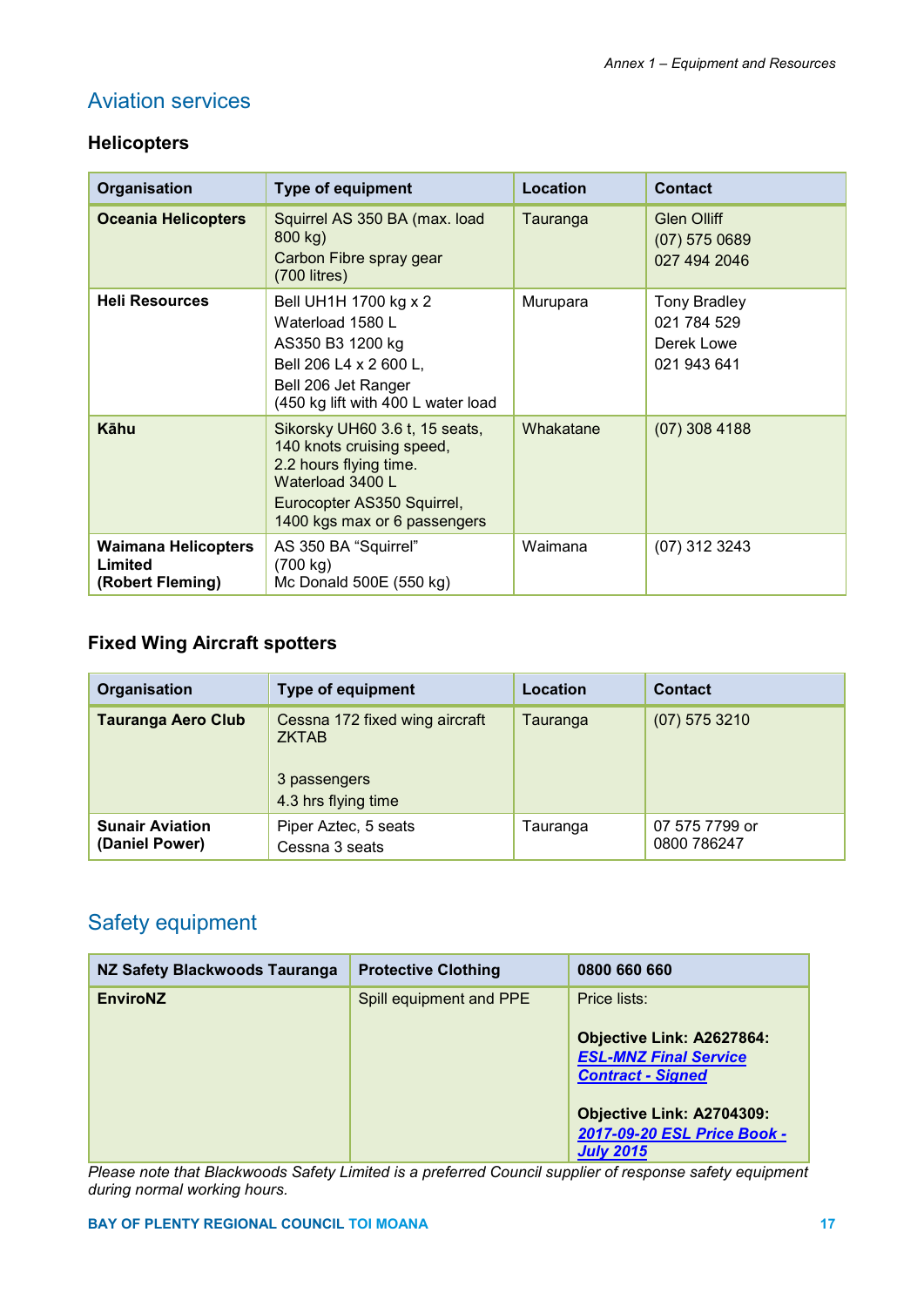# Aviation services

## Helicopters

| Organisation | Type of equipment | Location | Contact |
|---|---|---|---|
| **Oceania Helicopters** | Squirrel AS 350 BA (max. load 800 kg)<br>Carbon Fibre spray gear (700 litres) | Tauranga | Glen Olliff<br>(07) 575 0689<br>027 494 2046 |
| **Heli Resources** | Bell UH1H 1700 kg x 2<br>Waterload 1580 L<br>AS350 B3 1200 kg<br>Bell 206 L4 x 2 600 L,<br>Bell 206 Jet Ranger<br>(450 kg lift with 400 L water load | Murupara | Tony Bradley<br>021 784 529<br>Derek Lowe<br>021 943 641 |
| **Kāhu** | Sikorsky UH60 3.6 t, 15 seats, 140 knots cruising speed, 2.2 hours flying time. Waterload 3400 L<br>Eurocopter AS350 Squirrel, 1400 kgs max or 6 passengers | Whakatane | (07) 308 4188 |
| **Waimana Helicopters Limited (Robert Fleming)** | AS 350 BA "Squirrel" (700 kg)<br>Mc Donald 500E (550 kg) | Waimana | (07) 312 3243 |

## Fixed Wing Aircraft spotters

| Organisation | Type of equipment | Location | Contact |
|---|---|---|---|
| **Tauranga Aero Club** | Cessna 172 fixed wing aircraft ZKTAB<br><br>3 passengers<br>4.3 hrs flying time | Tauranga | (07) 575 3210 |
| **Sunair Aviation (Daniel Power)** | Piper Aztec, 5 seats<br>Cessna 3 seats | Tauranga | 07 575 7799 or 0800 786247 |

# Safety equipment

| NZ Safety Blackwoods Tauranga | Protective Clothing | 0800 660 660 |
|---|---|---|
| **EnviroNZ** | Spill equipment and PPE | Price lists:<br><br>**Objective Link: A2627864:** ***ESL-MNZ Final Service Contract - Signed***<br><br>**Objective Link: A2704309:** ***2017-09-20 ESL Price Book - July 2015*** |

*Please note that Blackwoods Safety Limited is a preferred Council supplier of response safety equipment during normal working hours.*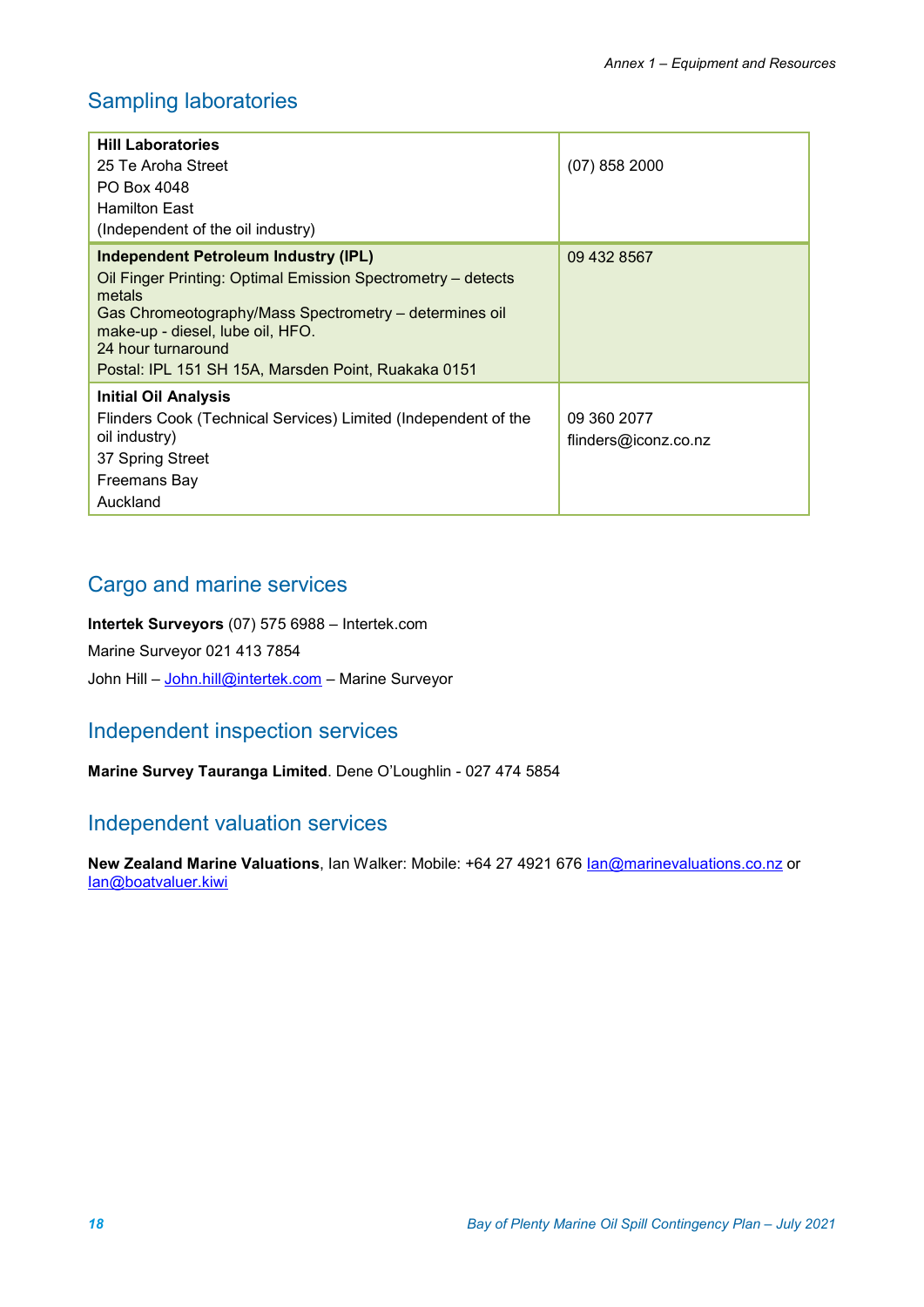## Sampling laboratories

| | |
|---|---|
| **Hill Laboratories**<br>25 Te Aroha Street<br>PO Box 4048<br>Hamilton East<br>(Independent of the oil industry) | (07) 858 2000 |
| **Independent Petroleum Industry (IPL)**<br>Oil Finger Printing: Optimal Emission Spectrometry – detects metals<br>Gas Chromeotography/Mass Spectrometry – determines oil make-up - diesel, lube oil, HFO.<br>24 hour turnaround<br>Postal: IPL 151 SH 15A, Marsden Point, Ruakaka 0151 | 09 432 8567 |
| **Initial Oil Analysis**<br>Flinders Cook (Technical Services) Limited (Independent of the oil industry)<br>37 Spring Street<br>Freemans Bay<br>Auckland | 09 360 2077<br>flinders@iconz.co.nz |

## Cargo and marine services

**Intertek Surveyors** (07) 575 6988 – Intertek.com

Marine Surveyor 021 413 7854

John Hill – John.hill@intertek.com – Marine Surveyor

## Independent inspection services

**Marine Survey Tauranga Limited**. Dene O'Loughlin - 027 474 5854

## Independent valuation services

**New Zealand Marine Valuations**, Ian Walker: Mobile: +64 27 4921 676 Ian@marinevaluations.co.nz or Ian@boatvaluer.kiwi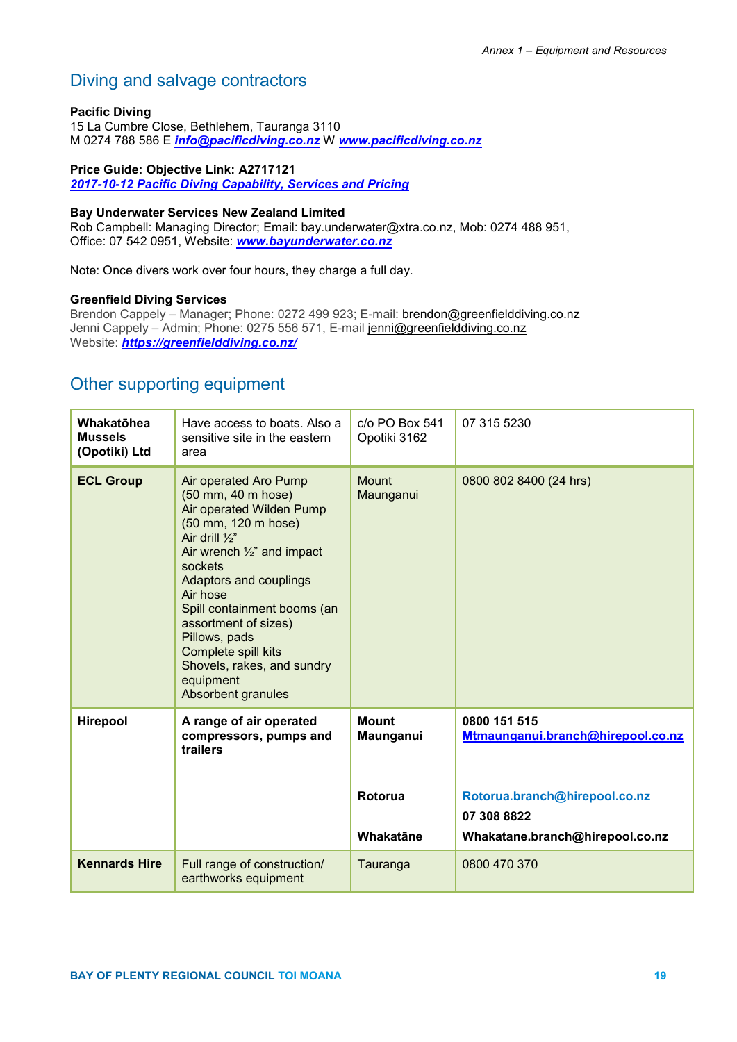## Diving and salvage contractors

**Pacific Diving**
15 La Cumbre Close, Bethlehem, Tauranga 3110
M 0274 788 586 E ***info@pacificdiving.co.nz*** W ***www.pacificdiving.co.nz***

**Price Guide: Objective Link: A2717121**
***2017-10-12 Pacific Diving Capability, Services and Pricing***

**Bay Underwater Services New Zealand Limited**
Rob Campbell: Managing Director; Email: bay.underwater@xtra.co.nz, Mob: 0274 488 951, Office: 07 542 0951, Website: ***www.bayunderwater.co.nz***

Note: Once divers work over four hours, they charge a full day.

**Greenfield Diving Services**
Brendon Cappely – Manager; Phone: 0272 499 923; E-mail: brendon@greenfielddiving.co.nz
Jenni Cappely – Admin; Phone: 0275 556 571, E-mail jenni@greenfielddiving.co.nz
Website: ***https://greenfielddiving.co.nz/***

## Other supporting equipment

| | | | |
|---|---|---|---|
| **Whakatōhea Mussels (Opotiki) Ltd** | Have access to boats. Also a sensitive site in the eastern area | c/o PO Box 541 Opotiki 3162 | 07 315 5230 |
| **ECL Group** | Air operated Aro Pump (50 mm, 40 m hose)<br>Air operated Wilden Pump (50 mm, 120 m hose)<br>Air drill ½"<br>Air wrench ½" and impact sockets<br>Adaptors and couplings<br>Air hose<br>Spill containment booms (an assortment of sizes)<br>Pillows, pads<br>Complete spill kits<br>Shovels, rakes, and sundry equipment<br>Absorbent granules | Mount Maunganui | 0800 802 8400 (24 hrs) |
| **Hirepool** | **A range of air operated compressors, pumps and trailers** | **Mount Maunganui**<br><br>**Rotorua**<br><br>**Whakatāne** | **0800 151 515**<br>**Mtmaunganui.branch@hirepool.co.nz**<br><br>**Rotorua.branch@hirepool.co.nz**<br>**07 308 8822**<br>**Whakatane.branch@hirepool.co.nz** |
| **Kennards Hire** | Full range of construction/ earthworks equipment | Tauranga | 0800 470 370 |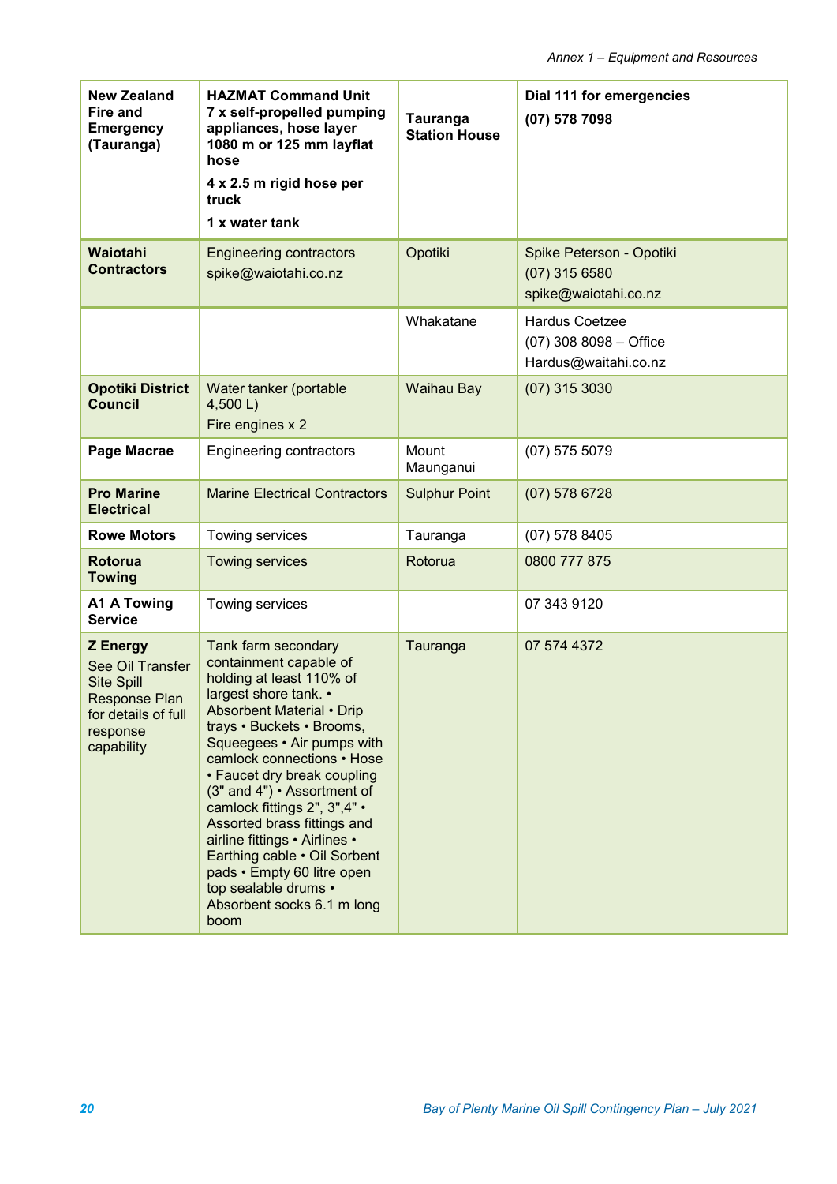| **New Zealand Fire and Emergency (Tauranga)** | **HAZMAT Command Unit**<br>**7 x self-propelled pumping appliances, hose layer 1080 m or 125 mm layflat hose**<br>**4 x 2.5 m rigid hose per truck**<br>**1 x water tank** | **Tauranga Station House** | **Dial 111 for emergencies**<br>**(07) 578 7098** |
|---|---|---|---|
| **Waiotahi Contractors** | Engineering contractors<br>spike@waiotahi.co.nz | Opotiki | Spike Peterson - Opotiki<br>(07) 315 6580<br>spike@waiotahi.co.nz |
| | | Whakatane | Hardus Coetzee<br>(07) 308 8098 – Office<br>Hardus@waitahi.co.nz |
| **Opotiki District Council** | Water tanker (portable 4,500 L)<br>Fire engines x 2 | Waihau Bay | (07) 315 3030 |
| **Page Macrae** | Engineering contractors | Mount Maunganui | (07) 575 5079 |
| **Pro Marine Electrical** | Marine Electrical Contractors | Sulphur Point | (07) 578 6728 |
| **Rowe Motors** | Towing services | Tauranga | (07) 578 8405 |
| **Rotorua Towing** | Towing services | Rotorua | 0800 777 875 |
| **A1 A Towing Service** | Towing services | | 07 343 9120 |
| **Z Energy** See Oil Transfer Site Spill Response Plan for details of full response capability | Tank farm secondary containment capable of holding at least 110% of largest shore tank. • Absorbent Material • Drip trays • Buckets • Brooms, Squeegees • Air pumps with camlock connections • Hose • Faucet dry break coupling (3" and 4") • Assortment of camlock fittings 2", 3",4" • Assorted brass fittings and airline fittings • Airlines • Earthing cable • Oil Sorbent pads • Empty 60 litre open top sealable drums • Absorbent socks 6.1 m long boom | Tauranga | 07 574 4372 |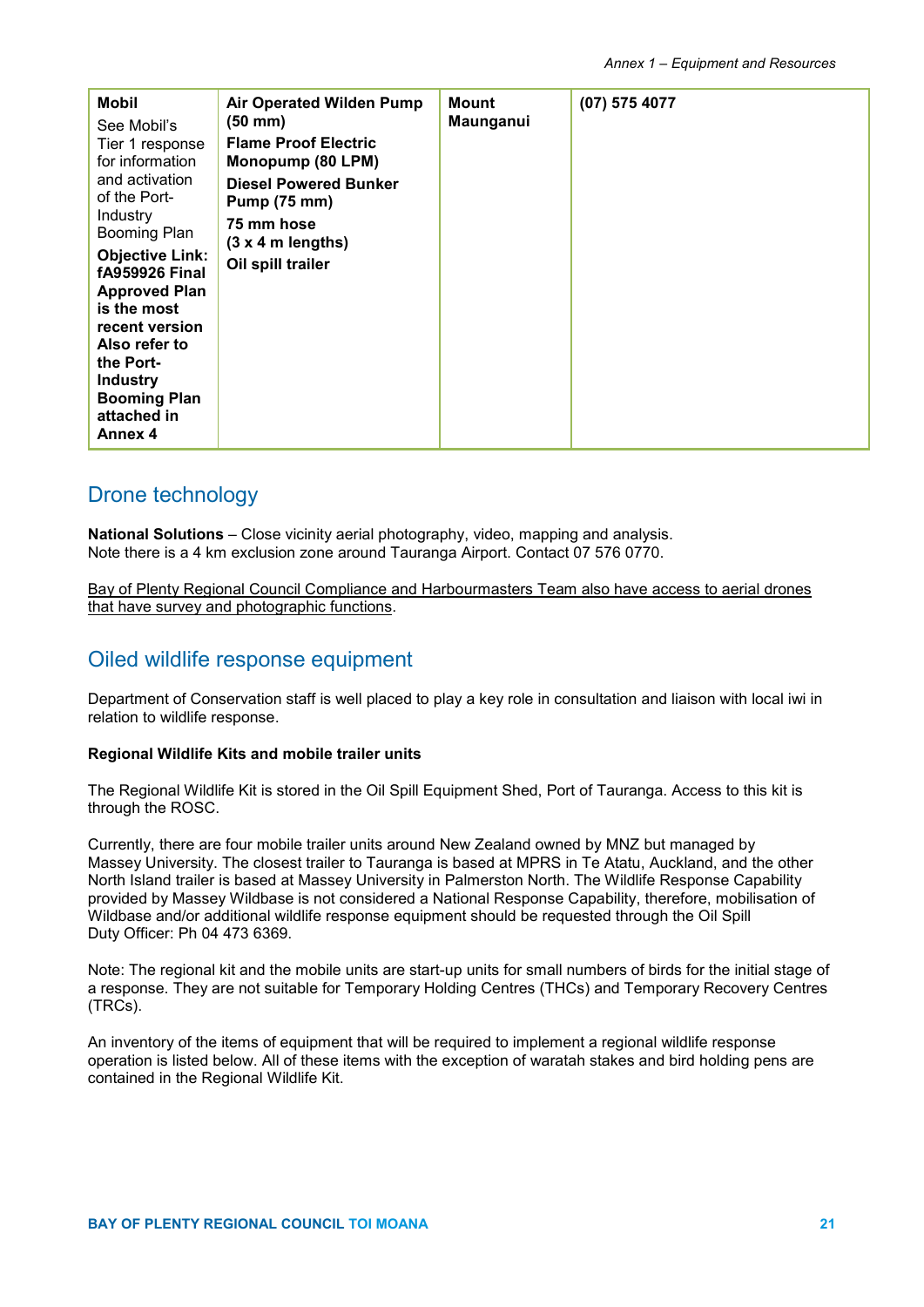| **Mobil** See Mobil's Tier 1 response for information and activation of the Port-Industry Booming Plan **Objective Link: fA959926 Final Approved Plan is the most recent version Also refer to the Port-Industry Booming Plan attached in Annex 4** | **Air Operated Wilden Pump (50 mm)** **Flame Proof Electric Monopump (80 LPM)** **Diesel Powered Bunker Pump (75 mm)** **75 mm hose (3 x 4 m lengths)** **Oil spill trailer** | **Mount Maunganui** | **(07) 575 4077** |
|---|---|---|---|

## Drone technology

**National Solutions** – Close vicinity aerial photography, video, mapping and analysis. Note there is a 4 km exclusion zone around Tauranga Airport. Contact 07 576 0770.

Bay of Plenty Regional Council Compliance and Harbourmasters Team also have access to aerial drones that have survey and photographic functions.

## Oiled wildlife response equipment

Department of Conservation staff is well placed to play a key role in consultation and liaison with local iwi in relation to wildlife response.

**Regional Wildlife Kits and mobile trailer units**

The Regional Wildlife Kit is stored in the Oil Spill Equipment Shed, Port of Tauranga. Access to this kit is through the ROSC.

Currently, there are four mobile trailer units around New Zealand owned by MNZ but managed by Massey University. The closest trailer to Tauranga is based at MPRS in Te Atatu, Auckland, and the other North Island trailer is based at Massey University in Palmerston North. The Wildlife Response Capability provided by Massey Wildbase is not considered a National Response Capability, therefore, mobilisation of Wildbase and/or additional wildlife response equipment should be requested through the Oil Spill Duty Officer: Ph 04 473 6369.

Note: The regional kit and the mobile units are start-up units for small numbers of birds for the initial stage of a response. They are not suitable for Temporary Holding Centres (THCs) and Temporary Recovery Centres (TRCs).

An inventory of the items of equipment that will be required to implement a regional wildlife response operation is listed below. All of these items with the exception of waratah stakes and bird holding pens are contained in the Regional Wildlife Kit.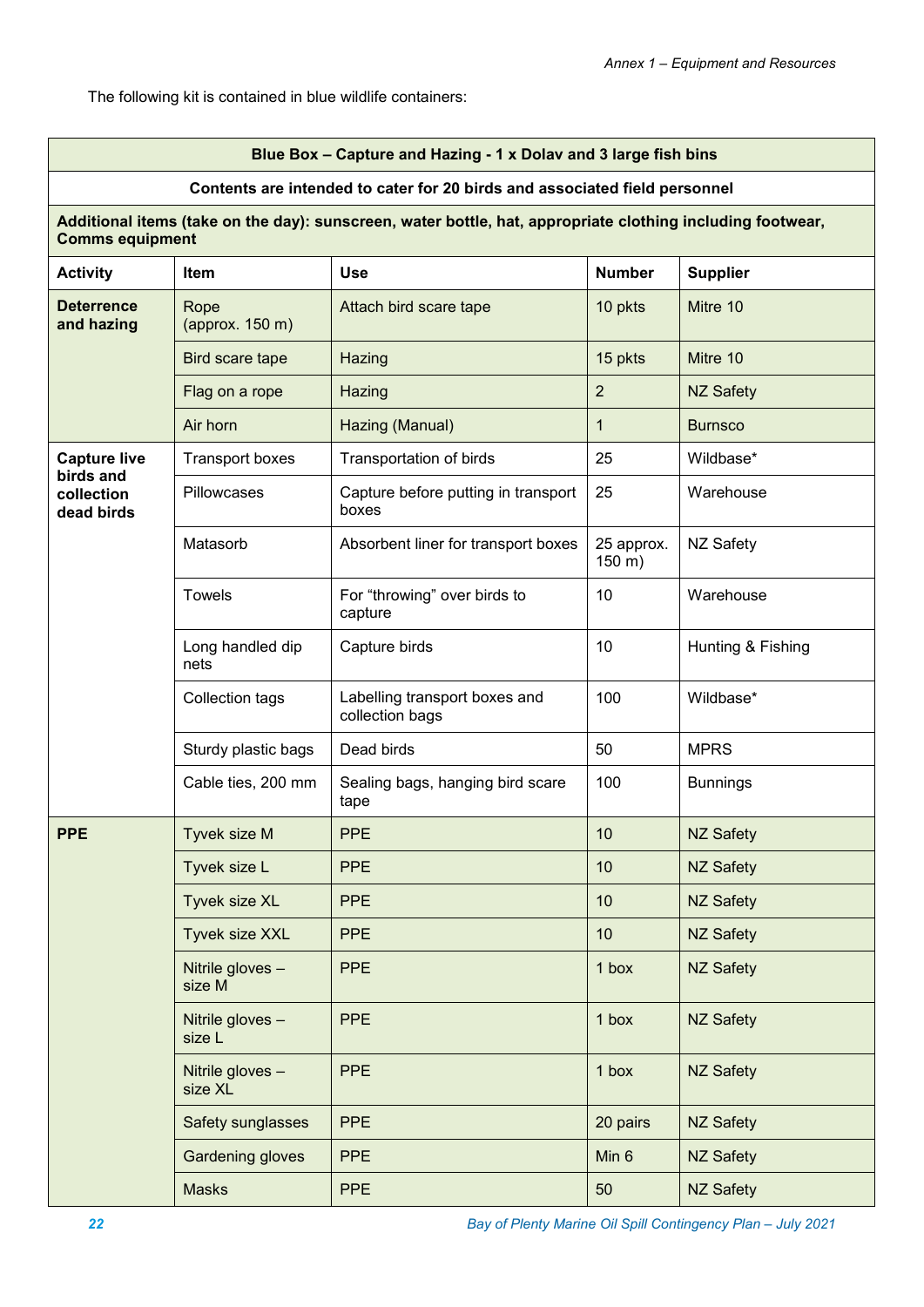The following kit is contained in blue wildlife containers:

| **Blue Box – Capture and Hazing - 1 x Dolav and 3 large fish bins** | | | | |
|---|---|---|---|---|
| **Contents are intended to cater for 20 birds and associated field personnel** | | | | |
| **Additional items (take on the day): sunscreen, water bottle, hat, appropriate clothing including footwear, Comms equipment** | | | | |
| **Activity** | **Item** | **Use** | **Number** | **Supplier** |
| **Deterrence and hazing** | Rope (approx. 150 m) | Attach bird scare tape | 10 pkts | Mitre 10 |
| | Bird scare tape | Hazing | 15 pkts | Mitre 10 |
| | Flag on a rope | Hazing | 2 | NZ Safety |
| | Air horn | Hazing (Manual) | 1 | Burnsco |
| **Capture live birds and collection dead birds** | Transport boxes | Transportation of birds | 25 | Wildbase* |
| | Pillowcases | Capture before putting in transport boxes | 25 | Warehouse |
| | Matasorb | Absorbent liner for transport boxes | 25 approx. 150 m) | NZ Safety |
| | Towels | For "throwing" over birds to capture | 10 | Warehouse |
| | Long handled dip nets | Capture birds | 10 | Hunting & Fishing |
| | Collection tags | Labelling transport boxes and collection bags | 100 | Wildbase* |
| | Sturdy plastic bags | Dead birds | 50 | MPRS |
| | Cable ties, 200 mm | Sealing bags, hanging bird scare tape | 100 | Bunnings |
| **PPE** | Tyvek size M | PPE | 10 | NZ Safety |
| | Tyvek size L | PPE | 10 | NZ Safety |
| | Tyvek size XL | PPE | 10 | NZ Safety |
| | Tyvek size XXL | PPE | 10 | NZ Safety |
| | Nitrile gloves – size M | PPE | 1 box | NZ Safety |
| | Nitrile gloves – size L | PPE | 1 box | NZ Safety |
| | Nitrile gloves – size XL | PPE | 1 box | NZ Safety |
| | Safety sunglasses | PPE | 20 pairs | NZ Safety |
| | Gardening gloves | PPE | Min 6 | NZ Safety |
| | Masks | PPE | 50 | NZ Safety |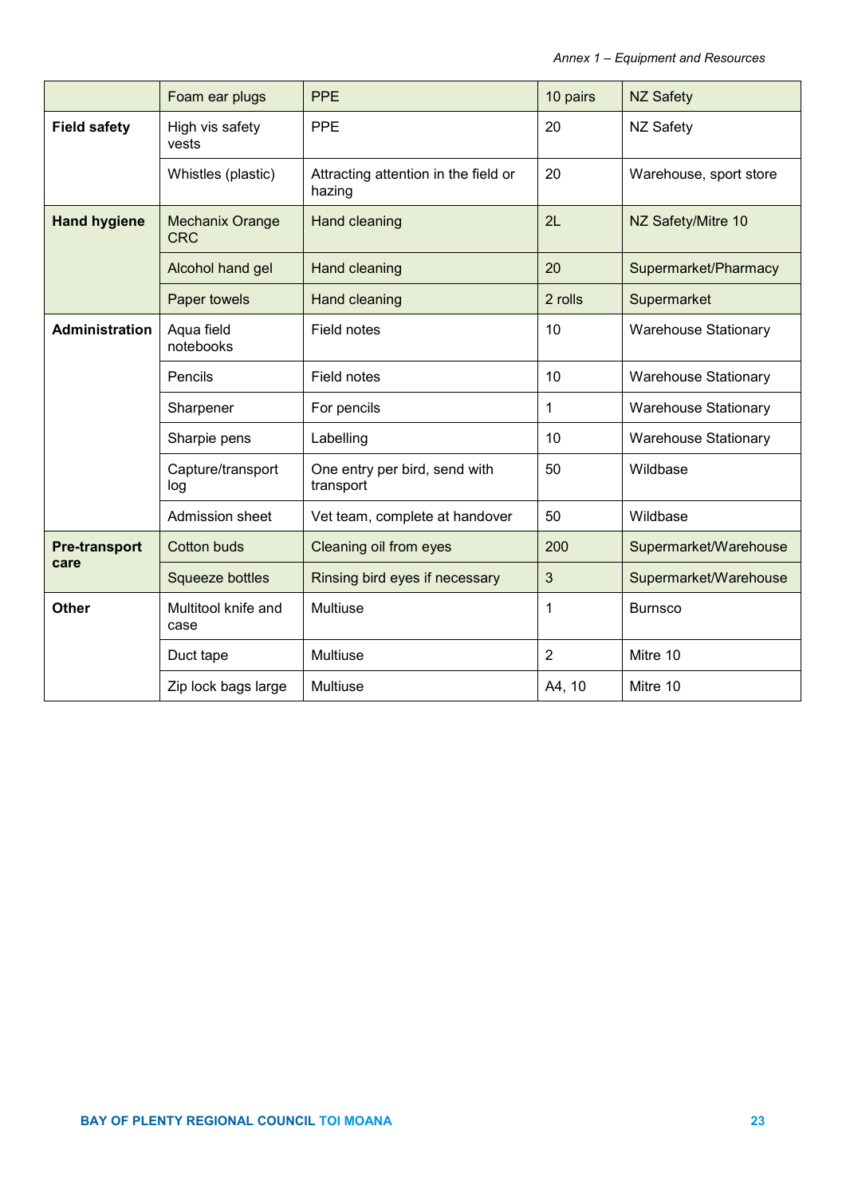| | | | | |
|---|---|---|---|---|
| | Foam ear plugs | PPE | 10 pairs | NZ Safety |
| **Field safety** | High vis safety vests | PPE | 20 | NZ Safety |
| | Whistles (plastic) | Attracting attention in the field or hazing | 20 | Warehouse, sport store |
| **Hand hygiene** | Mechanix Orange CRC | Hand cleaning | 2L | NZ Safety/Mitre 10 |
| | Alcohol hand gel | Hand cleaning | 20 | Supermarket/Pharmacy |
| | Paper towels | Hand cleaning | 2 rolls | Supermarket |
| **Administration** | Aqua field notebooks | Field notes | 10 | Warehouse Stationary |
| | Pencils | Field notes | 10 | Warehouse Stationary |
| | Sharpener | For pencils | 1 | Warehouse Stationary |
| | Sharpie pens | Labelling | 10 | Warehouse Stationary |
| | Capture/transport log | One entry per bird, send with transport | 50 | Wildbase |
| | Admission sheet | Vet team, complete at handover | 50 | Wildbase |
| **Pre-transport care** | Cotton buds | Cleaning oil from eyes | 200 | Supermarket/Warehouse |
| | Squeeze bottles | Rinsing bird eyes if necessary | 3 | Supermarket/Warehouse |
| **Other** | Multitool knife and case | Multiuse | 1 | Burnsco |
| | Duct tape | Multiuse | 2 | Mitre 10 |
| | Zip lock bags large | Multiuse | A4, 10 | Mitre 10 |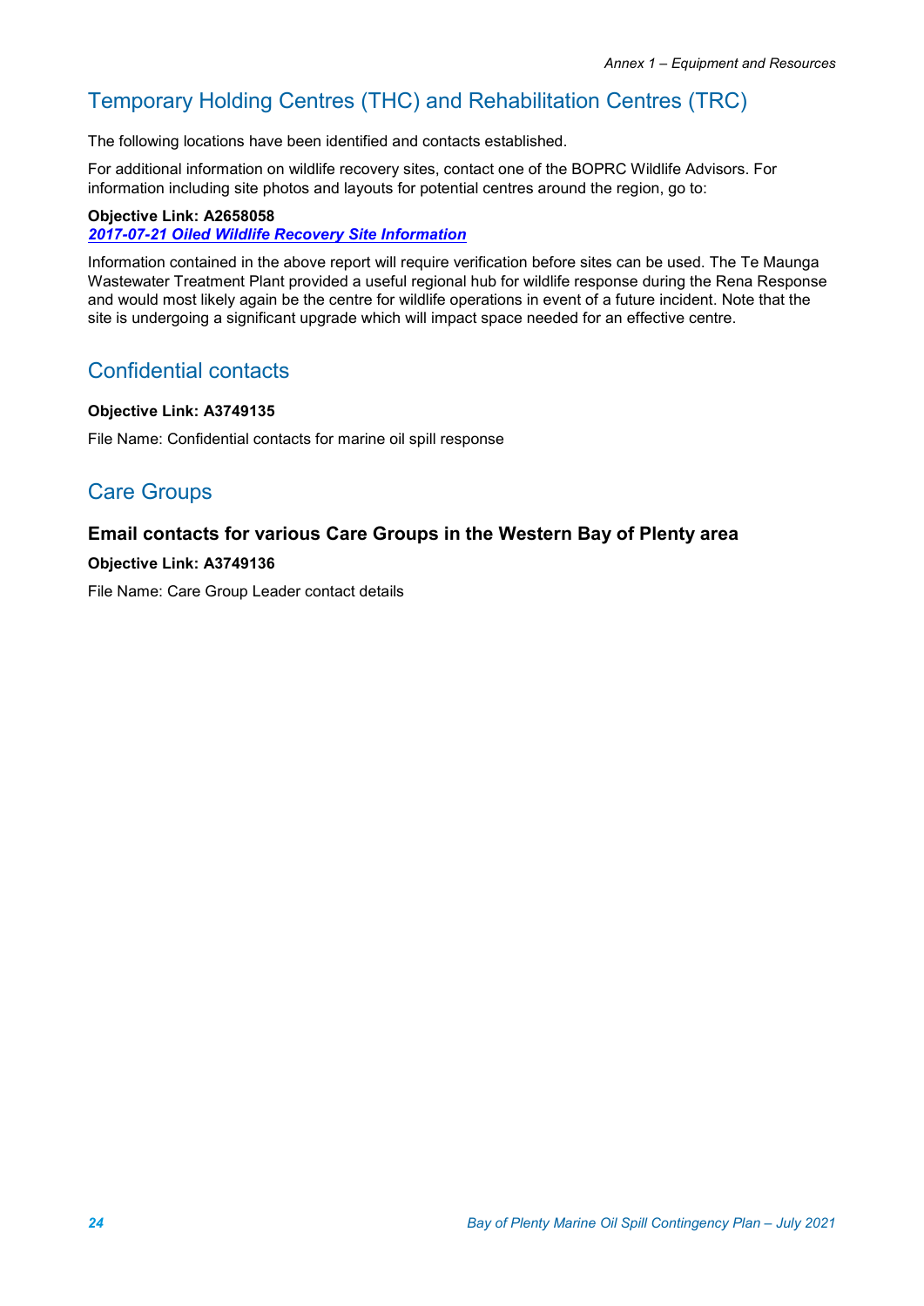## Temporary Holding Centres (THC) and Rehabilitation Centres (TRC)

The following locations have been identified and contacts established.

For additional information on wildlife recovery sites, contact one of the BOPRC Wildlife Advisors. For information including site photos and layouts for potential centres around the region, go to:

**Objective Link: A2658058**
***2017-07-21 Oiled Wildlife Recovery Site Information***

Information contained in the above report will require verification before sites can be used. The Te Maunga Wastewater Treatment Plant provided a useful regional hub for wildlife response during the Rena Response and would most likely again be the centre for wildlife operations in event of a future incident. Note that the site is undergoing a significant upgrade which will impact space needed for an effective centre.

## Confidential contacts

**Objective Link: A3749135**

File Name: Confidential contacts for marine oil spill response

## Care Groups

### Email contacts for various Care Groups in the Western Bay of Plenty area

**Objective Link: A3749136**

File Name: Care Group Leader contact details